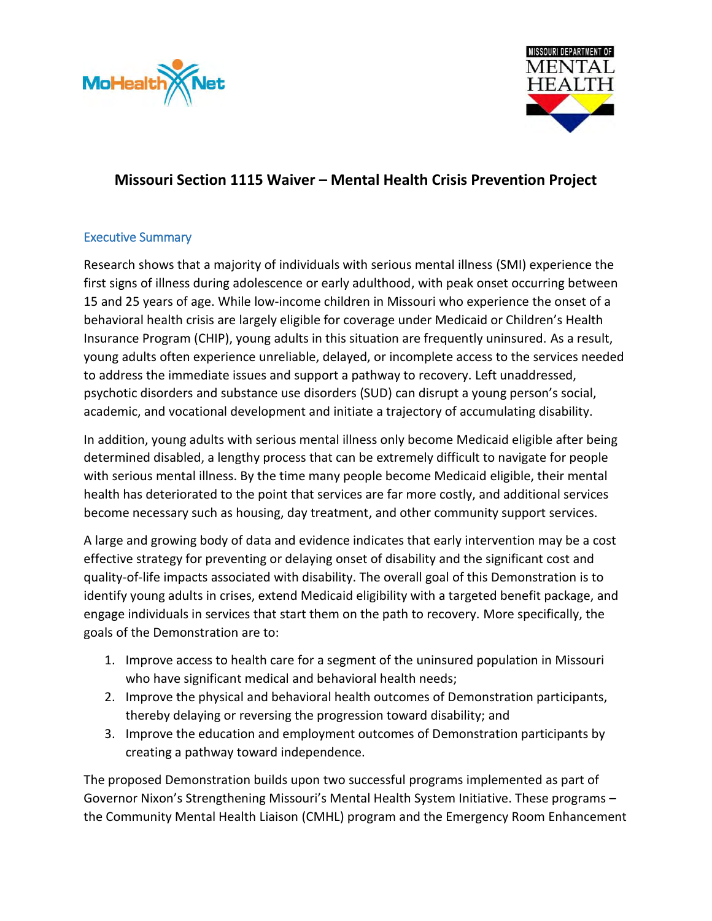# Missouri Section 1115 Waiver – Mental Health Crisis Prevention Project

## Executive Summary

Research shows that a majority of individuals with serious mental illness (SMI) experience the first signs of illness during adolescence or early adulthood, with peak onset occurring between 15 and 25 years of age. While low-income children in Missouri who experience the onset of a behavioral health crisis are largely eligible for coverage under Medicaid or Children's Health Insurance Program (CHIP), young adults in this situation are frequently uninsured. As a result, young adults often experience unreliable, delayed, or incomplete access to the services needed to address the immediate issues and support a pathway to recovery. Left unaddressed, psychotic disorders and substance use disorders (SUD) can disrupt a young person's social, academic, and vocational development and initiate a trajectory of accumulating disability.

In addition, young adults with serious mental illness only become Medicaid eligible after being determined disabled, a lengthy process that can be extremely difficult to navigate for people with serious mental illness. By the time many people become Medicaid eligible, their mental health has deteriorated to the point that services are far more costly, and additional services become necessary such as housing, day treatment, and other community support services.

A large and growing body of data and evidence indicates that early intervention may be a cost effective strategy for preventing or delaying onset of disability and the significant cost and quality-of-life impacts associated with disability. The overall goal of this Demonstration is to identify young adults in crises, extend Medicaid eligibility with a targeted benefit package, and engage individuals in services that start them on the path to recovery. More specifically, the goals of the Demonstration are to:

1. Improve access to health care for a segment of the uninsured population in Missouri who have significant medical and behavioral health needs;
2. Improve the physical and behavioral health outcomes of Demonstration participants, thereby delaying or reversing the progression toward disability; and
3. Improve the education and employment outcomes of Demonstration participants by creating a pathway toward independence.

The proposed Demonstration builds upon two successful programs implemented as part of Governor Nixon's Strengthening Missouri's Mental Health System Initiative. These programs – the Community Mental Health Liaison (CMHL) program and the Emergency Room Enhancement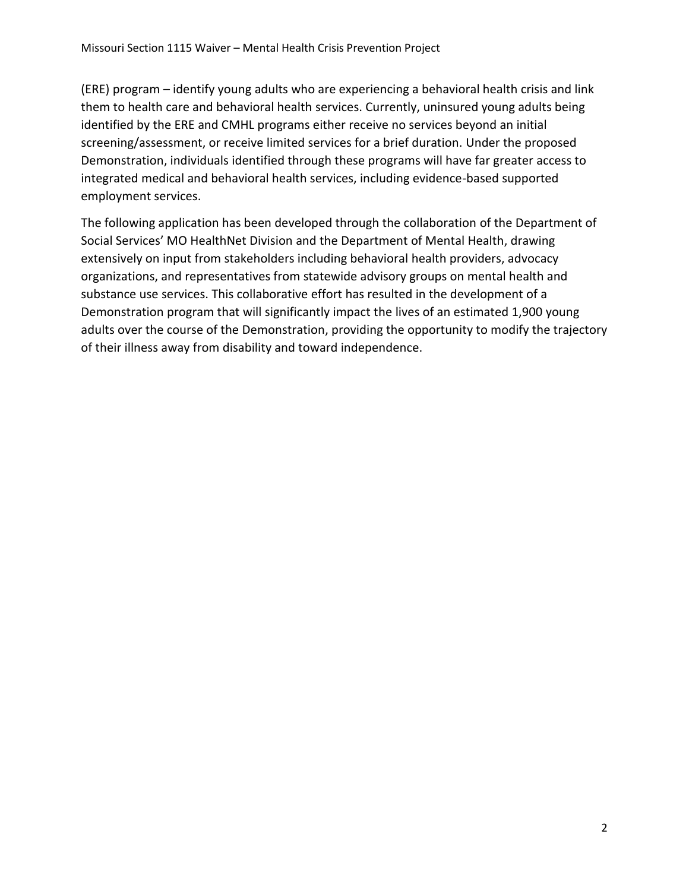(ERE) program – identify young adults who are experiencing a behavioral health crisis and link them to health care and behavioral health services. Currently, uninsured young adults being identified by the ERE and CMHL programs either receive no services beyond an initial screening/assessment, or receive limited services for a brief duration. Under the proposed Demonstration, individuals identified through these programs will have far greater access to integrated medical and behavioral health services, including evidence-based supported employment services.

The following application has been developed through the collaboration of the Department of Social Services' MO HealthNet Division and the Department of Mental Health, drawing extensively on input from stakeholders including behavioral health providers, advocacy organizations, and representatives from statewide advisory groups on mental health and substance use services. This collaborative effort has resulted in the development of a Demonstration program that will significantly impact the lives of an estimated 1,900 young adults over the course of the Demonstration, providing the opportunity to modify the trajectory of their illness away from disability and toward independence.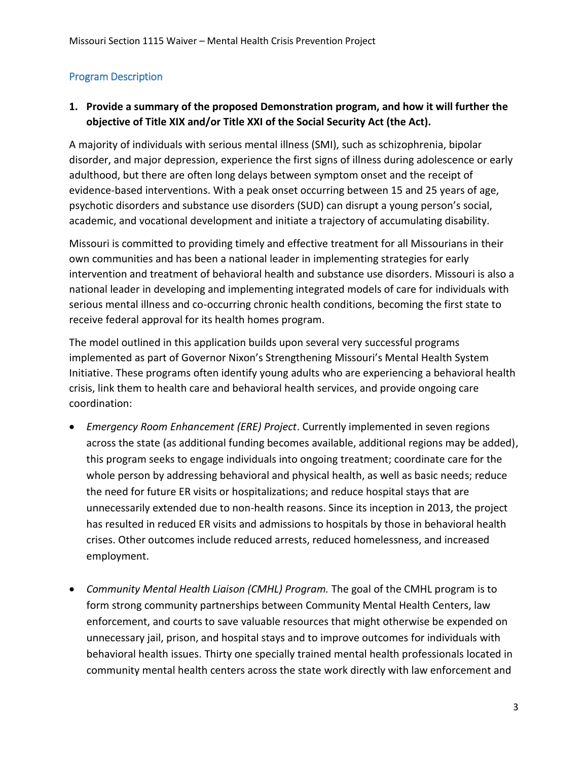## Program Description

**1. Provide a summary of the proposed Demonstration program, and how it will further the objective of Title XIX and/or Title XXI of the Social Security Act (the Act).**

A majority of individuals with serious mental illness (SMI), such as schizophrenia, bipolar disorder, and major depression, experience the first signs of illness during adolescence or early adulthood, but there are often long delays between symptom onset and the receipt of evidence-based interventions. With a peak onset occurring between 15 and 25 years of age, psychotic disorders and substance use disorders (SUD) can disrupt a young person's social, academic, and vocational development and initiate a trajectory of accumulating disability.

Missouri is committed to providing timely and effective treatment for all Missourians in their own communities and has been a national leader in implementing strategies for early intervention and treatment of behavioral health and substance use disorders. Missouri is also a national leader in developing and implementing integrated models of care for individuals with serious mental illness and co-occurring chronic health conditions, becoming the first state to receive federal approval for its health homes program.

The model outlined in this application builds upon several very successful programs implemented as part of Governor Nixon's Strengthening Missouri's Mental Health System Initiative. These programs often identify young adults who are experiencing a behavioral health crisis, link them to health care and behavioral health services, and provide ongoing care coordination:

- *Emergency Room Enhancement (ERE) Project*. Currently implemented in seven regions across the state (as additional funding becomes available, additional regions may be added), this program seeks to engage individuals into ongoing treatment; coordinate care for the whole person by addressing behavioral and physical health, as well as basic needs; reduce the need for future ER visits or hospitalizations; and reduce hospital stays that are unnecessarily extended due to non-health reasons. Since its inception in 2013, the project has resulted in reduced ER visits and admissions to hospitals by those in behavioral health crises. Other outcomes include reduced arrests, reduced homelessness, and increased employment.

- *Community Mental Health Liaison (CMHL) Program.* The goal of the CMHL program is to form strong community partnerships between Community Mental Health Centers, law enforcement, and courts to save valuable resources that might otherwise be expended on unnecessary jail, prison, and hospital stays and to improve outcomes for individuals with behavioral health issues. Thirty one specially trained mental health professionals located in community mental health centers across the state work directly with law enforcement and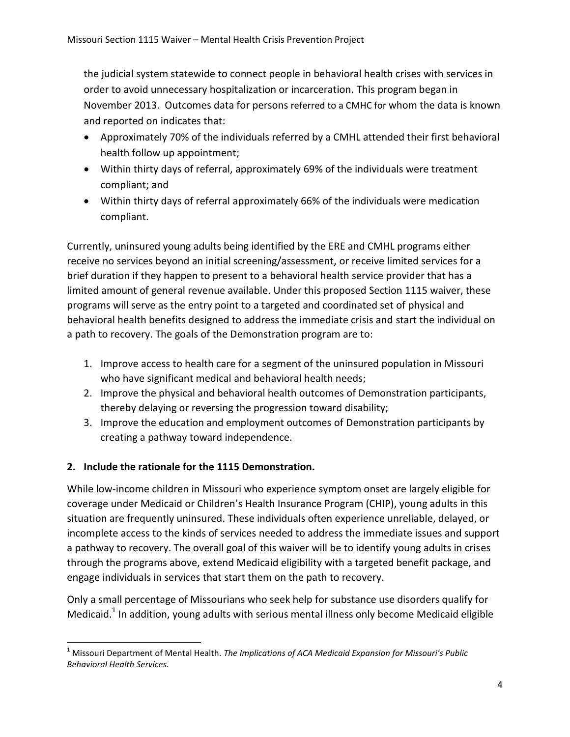the judicial system statewide to connect people in behavioral health crises with services in order to avoid unnecessary hospitalization or incarceration. This program began in November 2013. Outcomes data for persons referred to a CMHC for whom the data is known and reported on indicates that:

- Approximately 70% of the individuals referred by a CMHL attended their first behavioral health follow up appointment;
- Within thirty days of referral, approximately 69% of the individuals were treatment compliant; and
- Within thirty days of referral approximately 66% of the individuals were medication compliant.

Currently, uninsured young adults being identified by the ERE and CMHL programs either receive no services beyond an initial screening/assessment, or receive limited services for a brief duration if they happen to present to a behavioral health service provider that has a limited amount of general revenue available. Under this proposed Section 1115 waiver, these programs will serve as the entry point to a targeted and coordinated set of physical and behavioral health benefits designed to address the immediate crisis and start the individual on a path to recovery. The goals of the Demonstration program are to:

1. Improve access to health care for a segment of the uninsured population in Missouri who have significant medical and behavioral health needs;
2. Improve the physical and behavioral health outcomes of Demonstration participants, thereby delaying or reversing the progression toward disability;
3. Improve the education and employment outcomes of Demonstration participants by creating a pathway toward independence.

## 2. Include the rationale for the 1115 Demonstration.

While low-income children in Missouri who experience symptom onset are largely eligible for coverage under Medicaid or Children's Health Insurance Program (CHIP), young adults in this situation are frequently uninsured. These individuals often experience unreliable, delayed, or incomplete access to the kinds of services needed to address the immediate issues and support a pathway to recovery. The overall goal of this waiver will be to identify young adults in crises through the programs above, extend Medicaid eligibility with a targeted benefit package, and engage individuals in services that start them on the path to recovery.

Only a small percentage of Missourians who seek help for substance use disorders qualify for Medicaid.[1] In addition, young adults with serious mental illness only become Medicaid eligible

[1] Missouri Department of Mental Health. *The Implications of ACA Medicaid Expansion for Missouri's Public Behavioral Health Services.*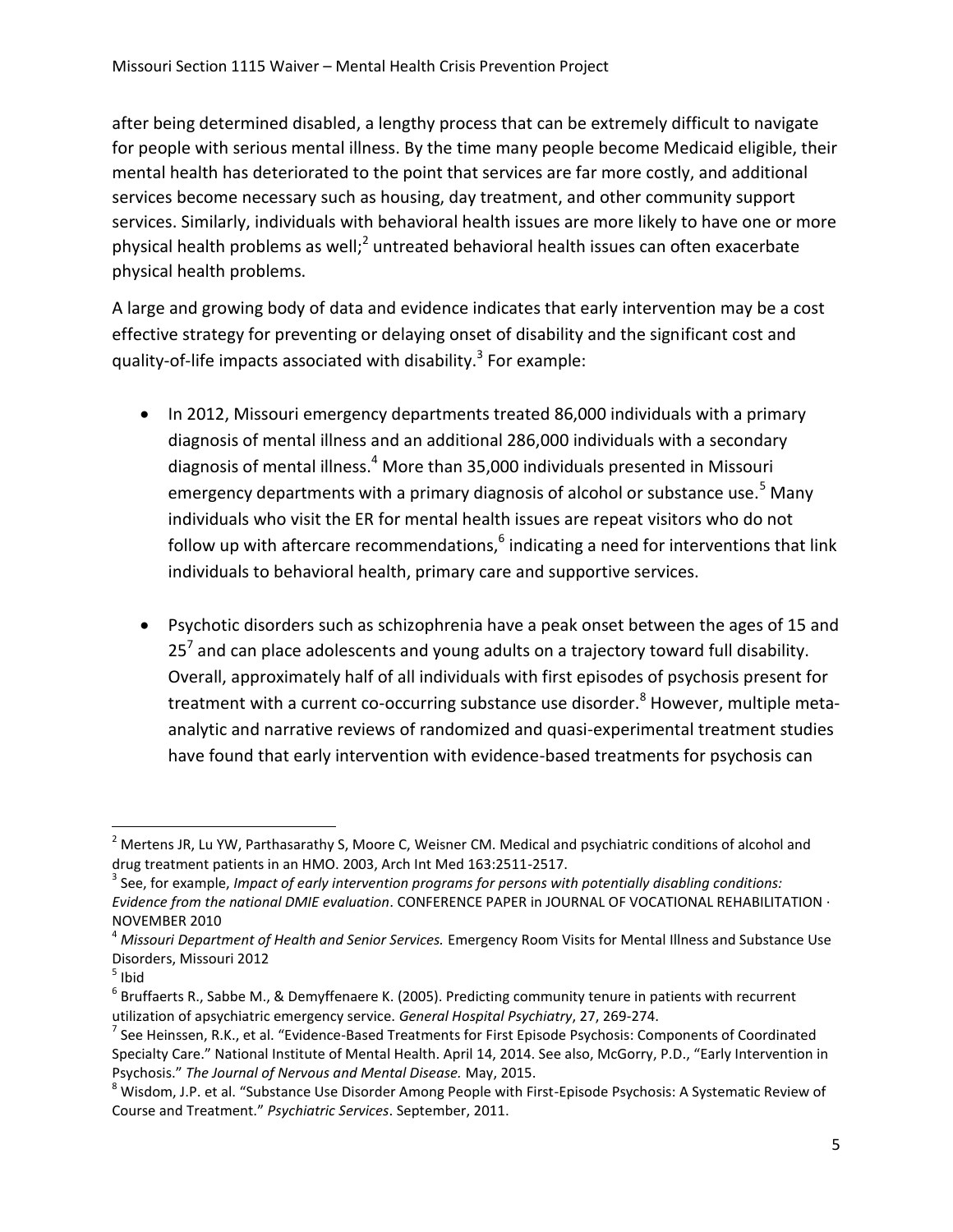after being determined disabled, a lengthy process that can be extremely difficult to navigate for people with serious mental illness. By the time many people become Medicaid eligible, their mental health has deteriorated to the point that services are far more costly, and additional services become necessary such as housing, day treatment, and other community support services. Similarly, individuals with behavioral health issues are more likely to have one or more physical health problems as well;[2] untreated behavioral health issues can often exacerbate physical health problems.

A large and growing body of data and evidence indicates that early intervention may be a cost effective strategy for preventing or delaying onset of disability and the significant cost and quality-of-life impacts associated with disability.[3] For example:

- In 2012, Missouri emergency departments treated 86,000 individuals with a primary diagnosis of mental illness and an additional 286,000 individuals with a secondary diagnosis of mental illness.[4] More than 35,000 individuals presented in Missouri emergency departments with a primary diagnosis of alcohol or substance use.[5] Many individuals who visit the ER for mental health issues are repeat visitors who do not follow up with aftercare recommendations,[6] indicating a need for interventions that link individuals to behavioral health, primary care and supportive services.

- Psychotic disorders such as schizophrenia have a peak onset between the ages of 15 and 25[7] and can place adolescents and young adults on a trajectory toward full disability. Overall, approximately half of all individuals with first episodes of psychosis present for treatment with a current co-occurring substance use disorder.[8] However, multiple meta-analytic and narrative reviews of randomized and quasi-experimental treatment studies have found that early intervention with evidence-based treatments for psychosis can

---

[2] Mertens JR, Lu YW, Parthasarathy S, Moore C, Weisner CM. Medical and psychiatric conditions of alcohol and drug treatment patients in an HMO. 2003, Arch Int Med 163:2511-2517.

[3] See, for example, *Impact of early intervention programs for persons with potentially disabling conditions: Evidence from the national DMIE evaluation*. CONFERENCE PAPER in JOURNAL OF VOCATIONAL REHABILITATION · NOVEMBER 2010

[4] *Missouri Department of Health and Senior Services.* Emergency Room Visits for Mental Illness and Substance Use Disorders, Missouri 2012

[5] Ibid

[6] Bruffaerts R., Sabbe M., & Demyffenaere K. (2005). Predicting community tenure in patients with recurrent utilization of apsychiatric emergency service. *General Hospital Psychiatry*, 27, 269-274.

[7] See Heinssen, R.K., et al. "Evidence-Based Treatments for First Episode Psychosis: Components of Coordinated Specialty Care." National Institute of Mental Health. April 14, 2014. See also, McGorry, P.D., "Early Intervention in Psychosis." *The Journal of Nervous and Mental Disease.* May, 2015.

[8] Wisdom, J.P. et al. "Substance Use Disorder Among People with First-Episode Psychosis: A Systematic Review of Course and Treatment." *Psychiatric Services*. September, 2011.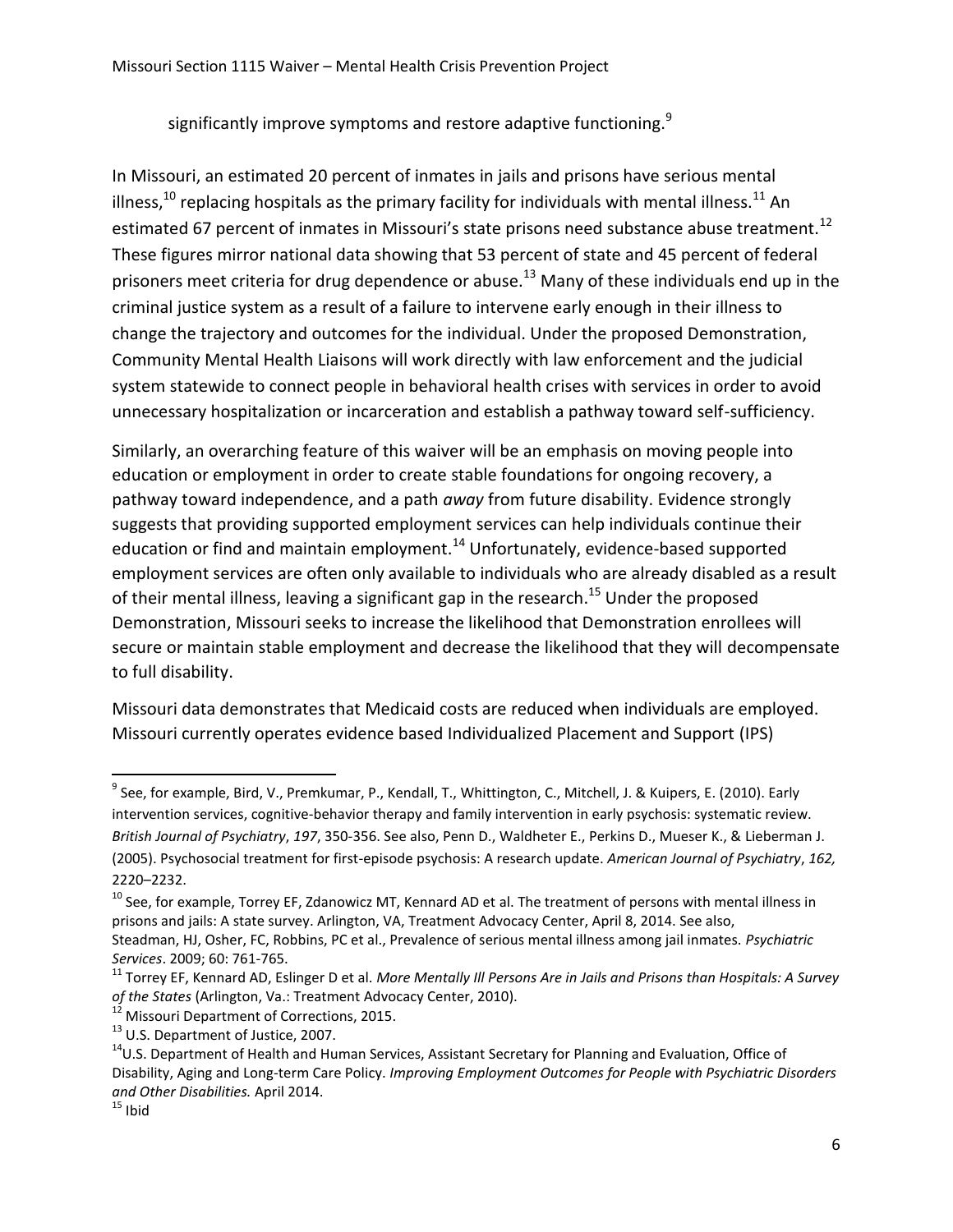significantly improve symptoms and restore adaptive functioning.[9]

In Missouri, an estimated 20 percent of inmates in jails and prisons have serious mental illness,[10] replacing hospitals as the primary facility for individuals with mental illness.[11] An estimated 67 percent of inmates in Missouri's state prisons need substance abuse treatment.[12] These figures mirror national data showing that 53 percent of state and 45 percent of federal prisoners meet criteria for drug dependence or abuse.[13] Many of these individuals end up in the criminal justice system as a result of a failure to intervene early enough in their illness to change the trajectory and outcomes for the individual. Under the proposed Demonstration, Community Mental Health Liaisons will work directly with law enforcement and the judicial system statewide to connect people in behavioral health crises with services in order to avoid unnecessary hospitalization or incarceration and establish a pathway toward self-sufficiency.

Similarly, an overarching feature of this waiver will be an emphasis on moving people into education or employment in order to create stable foundations for ongoing recovery, a pathway toward independence, and a path *away* from future disability. Evidence strongly suggests that providing supported employment services can help individuals continue their education or find and maintain employment.[14] Unfortunately, evidence-based supported employment services are often only available to individuals who are already disabled as a result of their mental illness, leaving a significant gap in the research.[15] Under the proposed Demonstration, Missouri seeks to increase the likelihood that Demonstration enrollees will secure or maintain stable employment and decrease the likelihood that they will decompensate to full disability.

Missouri data demonstrates that Medicaid costs are reduced when individuals are employed. Missouri currently operates evidence based Individualized Placement and Support (IPS)

---

[9] See, for example, Bird, V., Premkumar, P., Kendall, T., Whittington, C., Mitchell, J. & Kuipers, E. (2010). Early intervention services, cognitive-behavior therapy and family intervention in early psychosis: systematic review. *British Journal of Psychiatry*, *197*, 350-356. See also, Penn D., Waldheter E., Perkins D., Mueser K., & Lieberman J. (2005). Psychosocial treatment for first-episode psychosis: A research update. *American Journal of Psychiatry*, *162,* 2220–2232.

[10] See, for example, Torrey EF, Zdanowicz MT, Kennard AD et al. The treatment of persons with mental illness in prisons and jails: A state survey. Arlington, VA, Treatment Advocacy Center, April 8, 2014. See also, Steadman, HJ, Osher, FC, Robbins, PC et al., Prevalence of serious mental illness among jail inmates. *Psychiatric Services*. 2009; 60: 761-765.

[11] Torrey EF, Kennard AD, Eslinger D et al. *More Mentally Ill Persons Are in Jails and Prisons than Hospitals: A Survey of the States* (Arlington, Va.: Treatment Advocacy Center, 2010).

[12] Missouri Department of Corrections, 2015.

[13] U.S. Department of Justice, 2007.

[14] U.S. Department of Health and Human Services, Assistant Secretary for Planning and Evaluation, Office of Disability, Aging and Long-term Care Policy. *Improving Employment Outcomes for People with Psychiatric Disorders and Other Disabilities.* April 2014.

[15] Ibid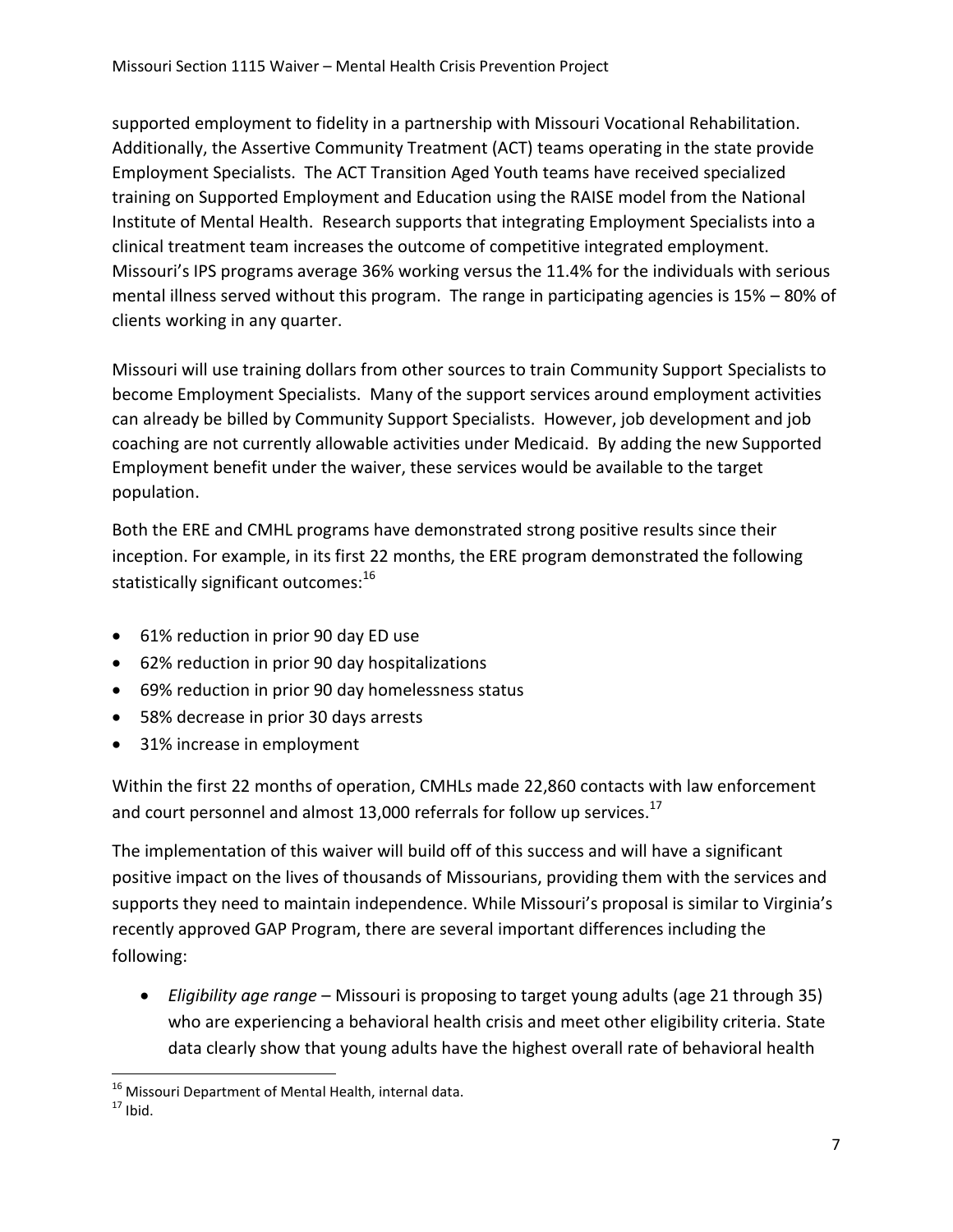supported employment to fidelity in a partnership with Missouri Vocational Rehabilitation. Additionally, the Assertive Community Treatment (ACT) teams operating in the state provide Employment Specialists. The ACT Transition Aged Youth teams have received specialized training on Supported Employment and Education using the RAISE model from the National Institute of Mental Health. Research supports that integrating Employment Specialists into a clinical treatment team increases the outcome of competitive integrated employment. Missouri's IPS programs average 36% working versus the 11.4% for the individuals with serious mental illness served without this program. The range in participating agencies is 15% – 80% of clients working in any quarter.

Missouri will use training dollars from other sources to train Community Support Specialists to become Employment Specialists. Many of the support services around employment activities can already be billed by Community Support Specialists. However, job development and job coaching are not currently allowable activities under Medicaid. By adding the new Supported Employment benefit under the waiver, these services would be available to the target population.

Both the ERE and CMHL programs have demonstrated strong positive results since their inception. For example, in its first 22 months, the ERE program demonstrated the following statistically significant outcomes:[16]

- 61% reduction in prior 90 day ED use
- 62% reduction in prior 90 day hospitalizations
- 69% reduction in prior 90 day homelessness status
- 58% decrease in prior 30 days arrests
- 31% increase in employment

Within the first 22 months of operation, CMHLs made 22,860 contacts with law enforcement and court personnel and almost 13,000 referrals for follow up services.[17]

The implementation of this waiver will build off of this success and will have a significant positive impact on the lives of thousands of Missourians, providing them with the services and supports they need to maintain independence. While Missouri's proposal is similar to Virginia's recently approved GAP Program, there are several important differences including the following:

- *Eligibility age range* – Missouri is proposing to target young adults (age 21 through 35) who are experiencing a behavioral health crisis and meet other eligibility criteria. State data clearly show that young adults have the highest overall rate of behavioral health

[16] Missouri Department of Mental Health, internal data.
[17] Ibid.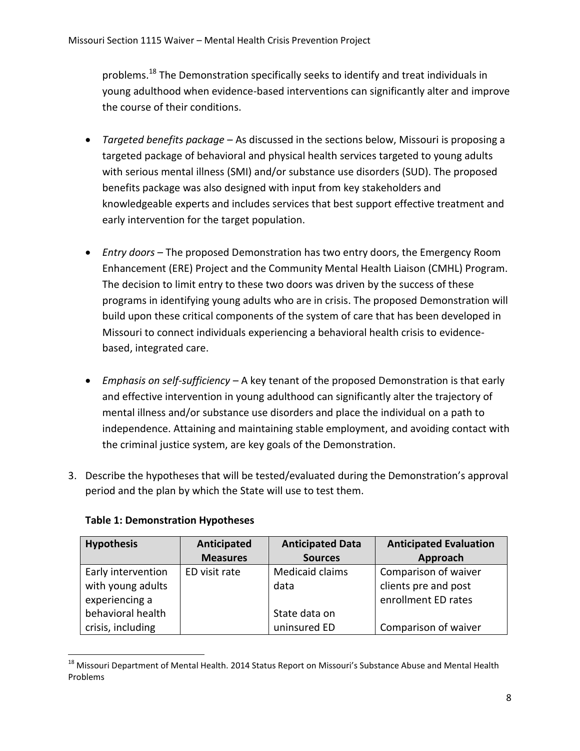problems.[18] The Demonstration specifically seeks to identify and treat individuals in young adulthood when evidence-based interventions can significantly alter and improve the course of their conditions.

- *Targeted benefits package* – As discussed in the sections below, Missouri is proposing a targeted package of behavioral and physical health services targeted to young adults with serious mental illness (SMI) and/or substance use disorders (SUD). The proposed benefits package was also designed with input from key stakeholders and knowledgeable experts and includes services that best support effective treatment and early intervention for the target population.

- *Entry doors* – The proposed Demonstration has two entry doors, the Emergency Room Enhancement (ERE) Project and the Community Mental Health Liaison (CMHL) Program. The decision to limit entry to these two doors was driven by the success of these programs in identifying young adults who are in crisis. The proposed Demonstration will build upon these critical components of the system of care that has been developed in Missouri to connect individuals experiencing a behavioral health crisis to evidence-based, integrated care.

- *Emphasis on self-sufficiency* – A key tenant of the proposed Demonstration is that early and effective intervention in young adulthood can significantly alter the trajectory of mental illness and/or substance use disorders and place the individual on a path to independence. Attaining and maintaining stable employment, and avoiding contact with the criminal justice system, are key goals of the Demonstration.

3. Describe the hypotheses that will be tested/evaluated during the Demonstration's approval period and the plan by which the State will use to test them.

**Table 1: Demonstration Hypotheses**

| Hypothesis | Anticipated Measures | Anticipated Data Sources | Anticipated Evaluation Approach |
|---|---|---|---|
| Early intervention with young adults experiencing a behavioral health crisis, including | ED visit rate | Medicaid claims data<br><br>State data on uninsured ED | Comparison of waiver clients pre and post enrollment ED rates<br><br>Comparison of waiver |

[18] Missouri Department of Mental Health. 2014 Status Report on Missouri's Substance Abuse and Mental Health Problems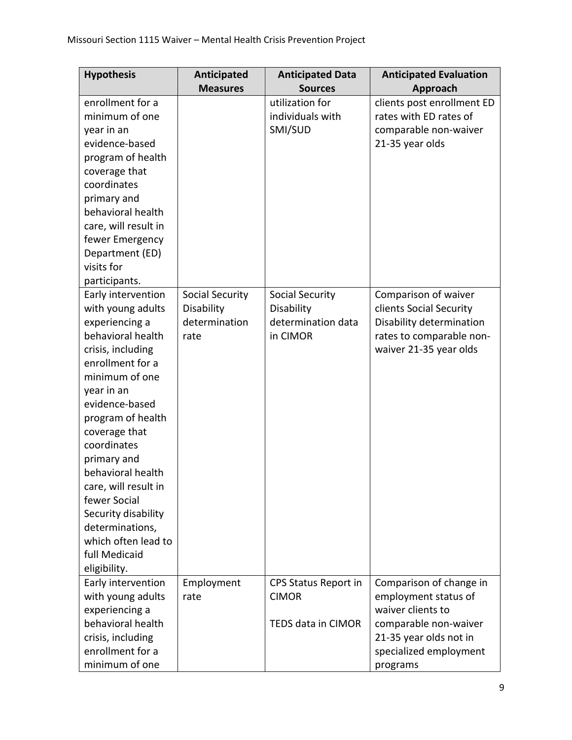| Hypothesis | Anticipated Measures | Anticipated Data Sources | Anticipated Evaluation Approach |
|---|---|---|---|
| enrollment for a minimum of one year in an evidence-based program of health coverage that coordinates primary and behavioral health care, will result in fewer Emergency Department (ED) visits for participants. | | utilization for individuals with SMI/SUD | clients post enrollment ED rates with ED rates of comparable non-waiver 21-35 year olds |
| Early intervention with young adults experiencing a behavioral health crisis, including enrollment for a minimum of one year in an evidence-based program of health coverage that coordinates primary and behavioral health care, will result in fewer Social Security disability determinations, which often lead to full Medicaid eligibility. | Social Security Disability determination rate | Social Security Disability determination data in CIMOR | Comparison of waiver clients Social Security Disability determination rates to comparable non-waiver 21-35 year olds |
| Early intervention with young adults experiencing a behavioral health crisis, including enrollment for a minimum of one | Employment rate | CPS Status Report in CIMOR<br><br>TEDS data in CIMOR | Comparison of change in employment status of waiver clients to comparable non-waiver 21-35 year olds not in specialized employment programs |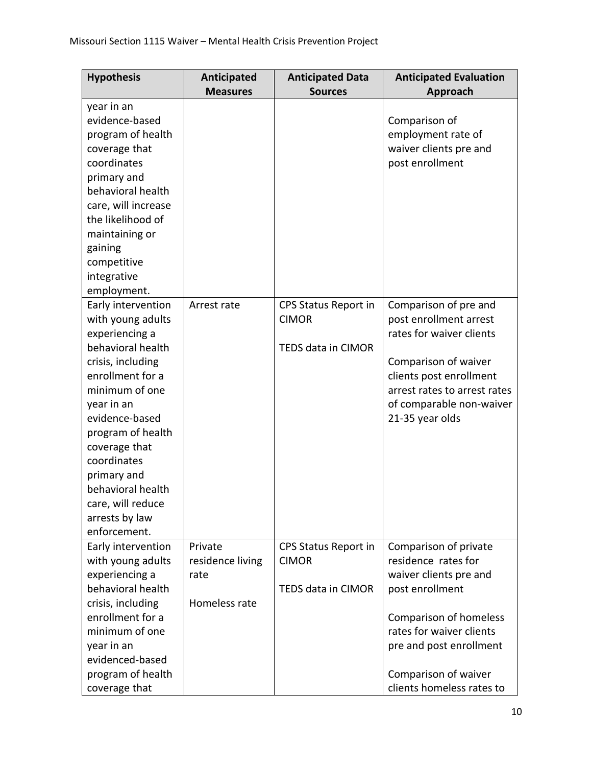| Hypothesis | Anticipated Measures | Anticipated Data Sources | Anticipated Evaluation Approach |
|---|---|---|---|
| year in an evidence-based program of health coverage that coordinates primary and behavioral health care, will increase the likelihood of maintaining or gaining competitive integrative employment. | | | Comparison of employment rate of waiver clients pre and post enrollment |
| Early intervention with young adults experiencing a behavioral health crisis, including enrollment for a minimum of one year in an evidence-based program of health coverage that coordinates primary and behavioral health care, will reduce arrests by law enforcement. | Arrest rate | CPS Status Report in CIMOR<br><br>TEDS data in CIMOR | Comparison of pre and post enrollment arrest rates for waiver clients<br><br>Comparison of waiver clients post enrollment arrest rates to arrest rates of comparable non-waiver 21-35 year olds |
| Early intervention with young adults experiencing a behavioral health crisis, including enrollment for a minimum of one year in an evidenced-based program of health coverage that | Private residence living rate<br><br>Homeless rate | CPS Status Report in CIMOR<br><br>TEDS data in CIMOR | Comparison of private residence rates for waiver clients pre and post enrollment<br><br>Comparison of homeless rates for waiver clients pre and post enrollment<br><br>Comparison of waiver clients homeless rates to |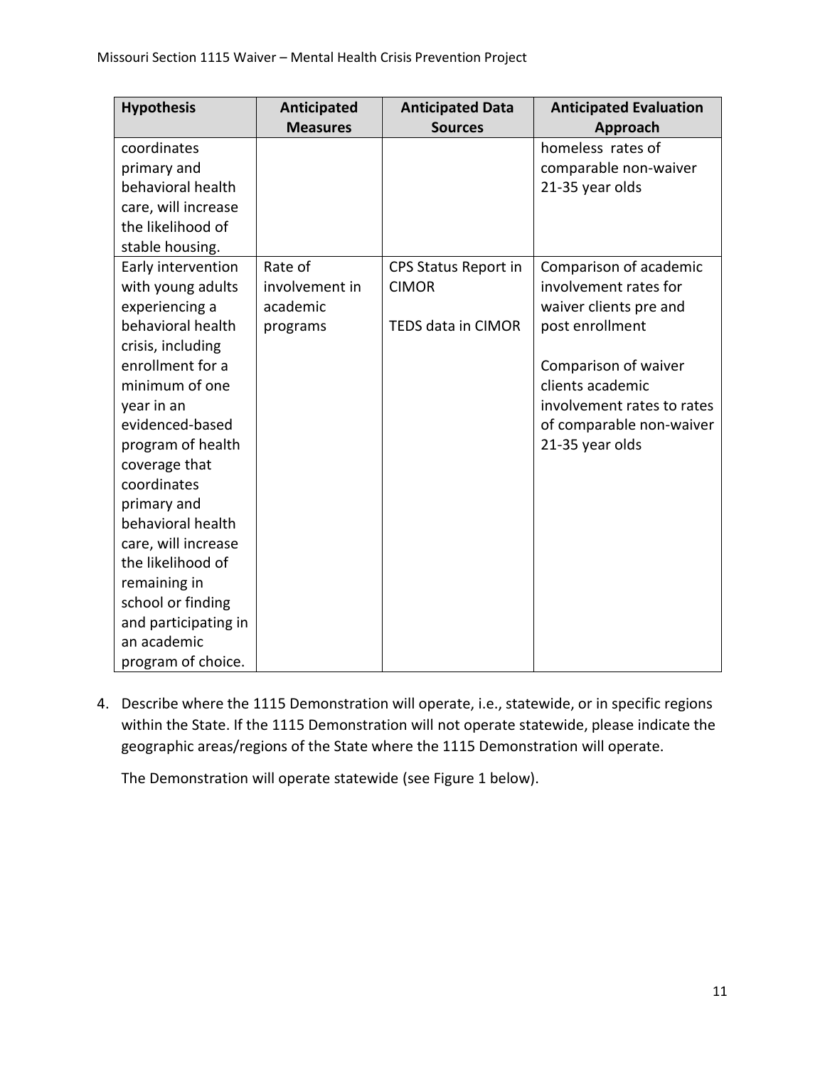| Hypothesis | Anticipated Measures | Anticipated Data Sources | Anticipated Evaluation Approach |
|---|---|---|---|
| coordinates primary and behavioral health care, will increase the likelihood of stable housing. | | | homeless rates of comparable non-waiver 21-35 year olds |
| Early intervention with young adults experiencing a behavioral health crisis, including enrollment for a minimum of one year in an evidenced-based program of health coverage that coordinates primary and behavioral health care, will increase the likelihood of remaining in school or finding and participating in an academic program of choice. | Rate of involvement in academic programs | CPS Status Report in CIMOR<br><br>TEDS data in CIMOR | Comparison of academic involvement rates for waiver clients pre and post enrollment<br><br>Comparison of waiver clients academic involvement rates to rates of comparable non-waiver 21-35 year olds |

4. Describe where the 1115 Demonstration will operate, i.e., statewide, or in specific regions within the State. If the 1115 Demonstration will not operate statewide, please indicate the geographic areas/regions of the State where the 1115 Demonstration will operate.

   The Demonstration will operate statewide (see Figure 1 below).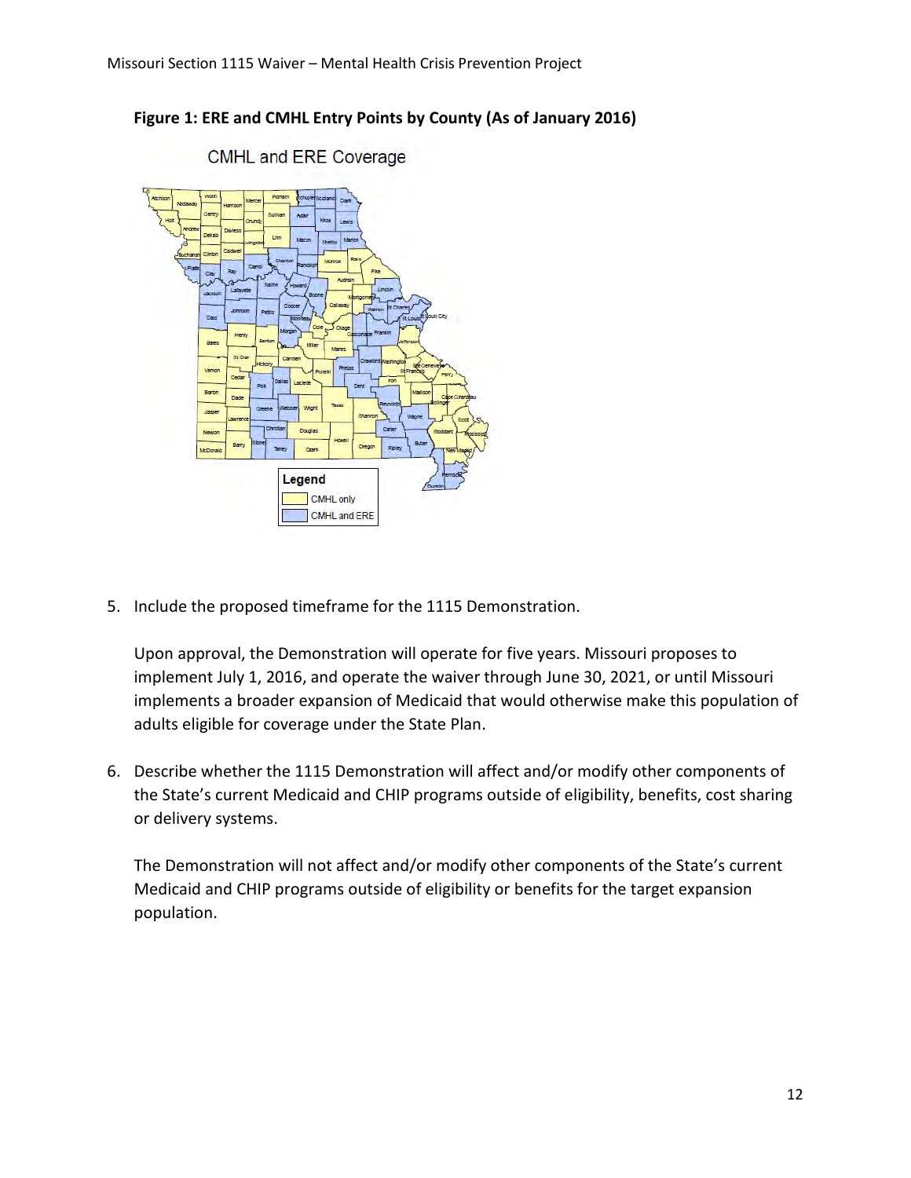**Figure 1: ERE and CMHL Entry Points by County (As of January 2016)**

5. Include the proposed timeframe for the 1115 Demonstration.

   Upon approval, the Demonstration will operate for five years. Missouri proposes to implement July 1, 2016, and operate the waiver through June 30, 2021, or until Missouri implements a broader expansion of Medicaid that would otherwise make this population of adults eligible for coverage under the State Plan.

6. Describe whether the 1115 Demonstration will affect and/or modify other components of the State's current Medicaid and CHIP programs outside of eligibility, benefits, cost sharing or delivery systems.

   The Demonstration will not affect and/or modify other components of the State's current Medicaid and CHIP programs outside of eligibility or benefits for the target expansion population.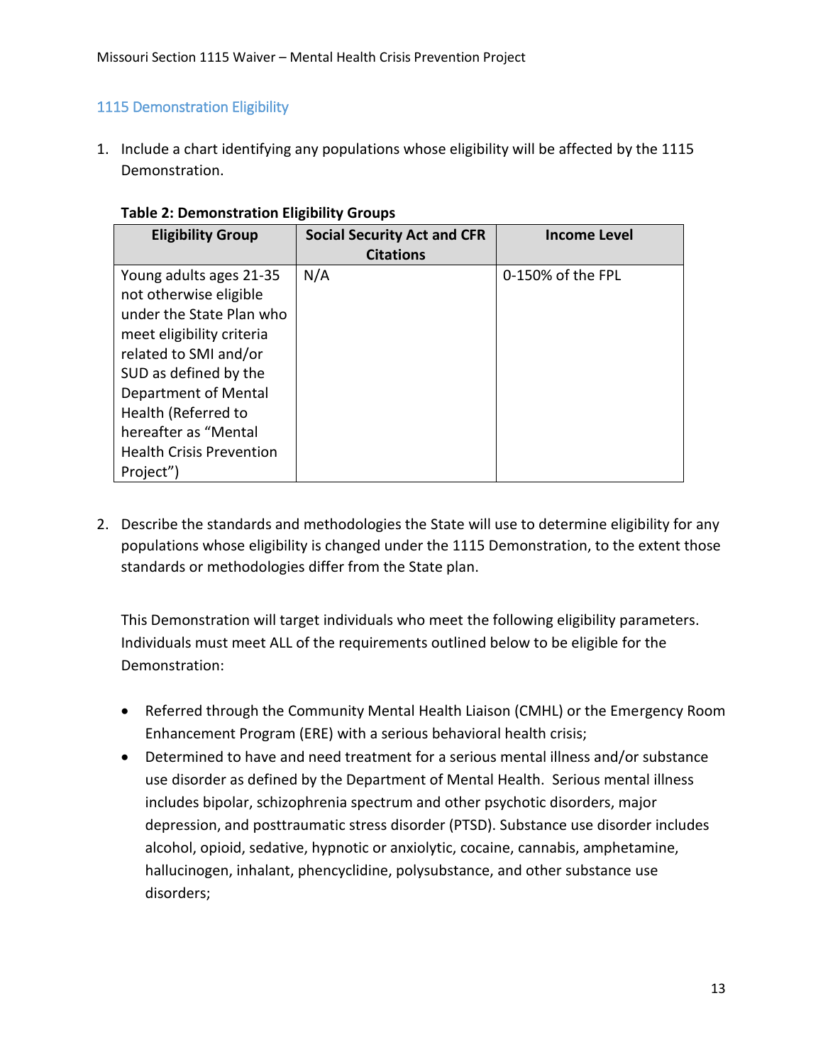## 1115 Demonstration Eligibility

1. Include a chart identifying any populations whose eligibility will be affected by the 1115 Demonstration.

**Table 2: Demonstration Eligibility Groups**

| Eligibility Group | Social Security Act and CFR Citations | Income Level |
|---|---|---|
| Young adults ages 21-35 not otherwise eligible under the State Plan who meet eligibility criteria related to SMI and/or SUD as defined by the Department of Mental Health (Referred to hereafter as “Mental Health Crisis Prevention Project”) | N/A | 0-150% of the FPL |

2. Describe the standards and methodologies the State will use to determine eligibility for any populations whose eligibility is changed under the 1115 Demonstration, to the extent those standards or methodologies differ from the State plan.

   This Demonstration will target individuals who meet the following eligibility parameters. Individuals must meet ALL of the requirements outlined below to be eligible for the Demonstration:

   - Referred through the Community Mental Health Liaison (CMHL) or the Emergency Room Enhancement Program (ERE) with a serious behavioral health crisis;
   - Determined to have and need treatment for a serious mental illness and/or substance use disorder as defined by the Department of Mental Health. Serious mental illness includes bipolar, schizophrenia spectrum and other psychotic disorders, major depression, and posttraumatic stress disorder (PTSD). Substance use disorder includes alcohol, opioid, sedative, hypnotic or anxiolytic, cocaine, cannabis, amphetamine, hallucinogen, inhalant, phencyclidine, polysubstance, and other substance use disorders;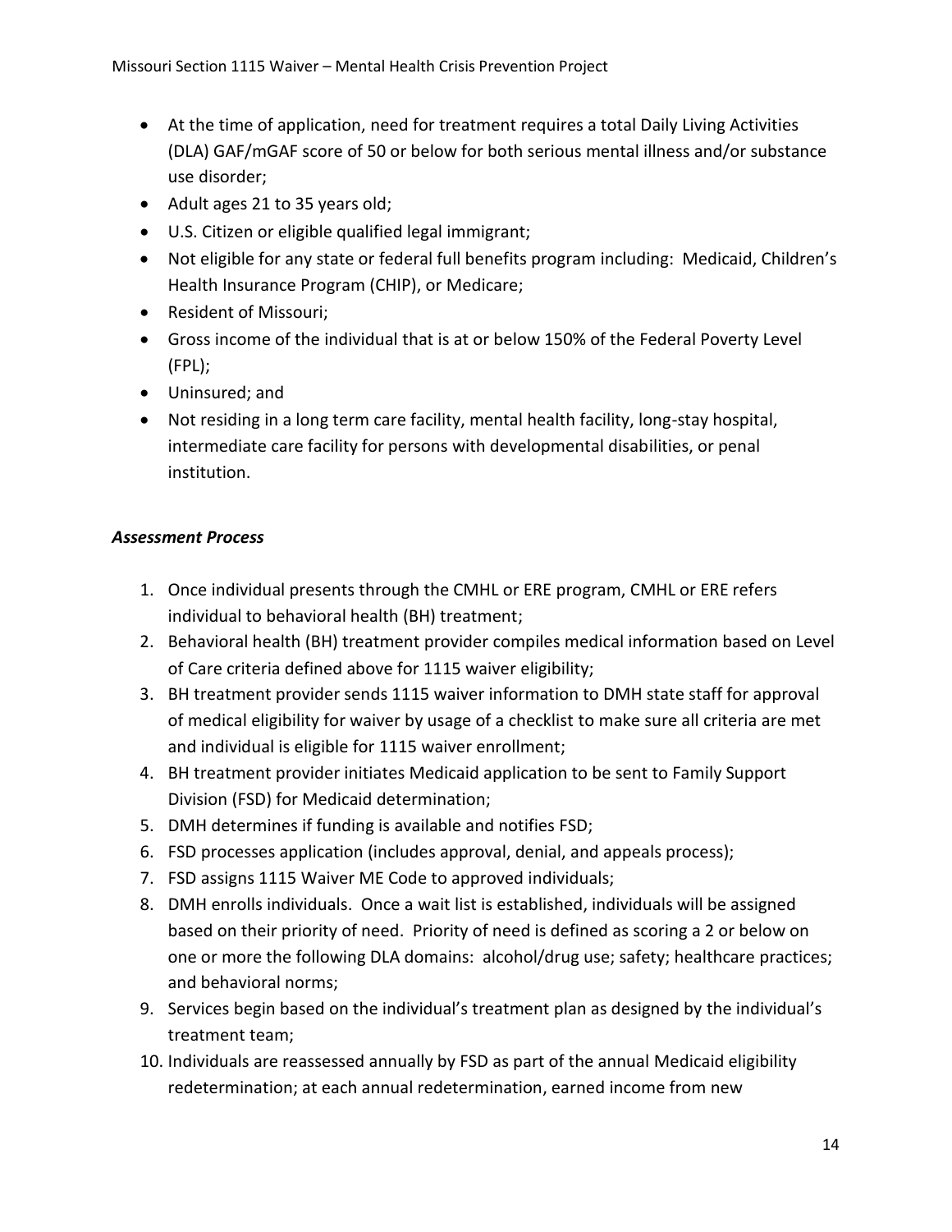- At the time of application, need for treatment requires a total Daily Living Activities (DLA) GAF/mGAF score of 50 or below for both serious mental illness and/or substance use disorder;
- Adult ages 21 to 35 years old;
- U.S. Citizen or eligible qualified legal immigrant;
- Not eligible for any state or federal full benefits program including: Medicaid, Children's Health Insurance Program (CHIP), or Medicare;
- Resident of Missouri;
- Gross income of the individual that is at or below 150% of the Federal Poverty Level (FPL);
- Uninsured; and
- Not residing in a long term care facility, mental health facility, long-stay hospital, intermediate care facility for persons with developmental disabilities, or penal institution.

***Assessment Process***

1. Once individual presents through the CMHL or ERE program, CMHL or ERE refers individual to behavioral health (BH) treatment;
2. Behavioral health (BH) treatment provider compiles medical information based on Level of Care criteria defined above for 1115 waiver eligibility;
3. BH treatment provider sends 1115 waiver information to DMH state staff for approval of medical eligibility for waiver by usage of a checklist to make sure all criteria are met and individual is eligible for 1115 waiver enrollment;
4. BH treatment provider initiates Medicaid application to be sent to Family Support Division (FSD) for Medicaid determination;
5. DMH determines if funding is available and notifies FSD;
6. FSD processes application (includes approval, denial, and appeals process);
7. FSD assigns 1115 Waiver ME Code to approved individuals;
8. DMH enrolls individuals. Once a wait list is established, individuals will be assigned based on their priority of need. Priority of need is defined as scoring a 2 or below on one or more the following DLA domains: alcohol/drug use; safety; healthcare practices; and behavioral norms;
9. Services begin based on the individual's treatment plan as designed by the individual's treatment team;
10. Individuals are reassessed annually by FSD as part of the annual Medicaid eligibility redetermination; at each annual redetermination, earned income from new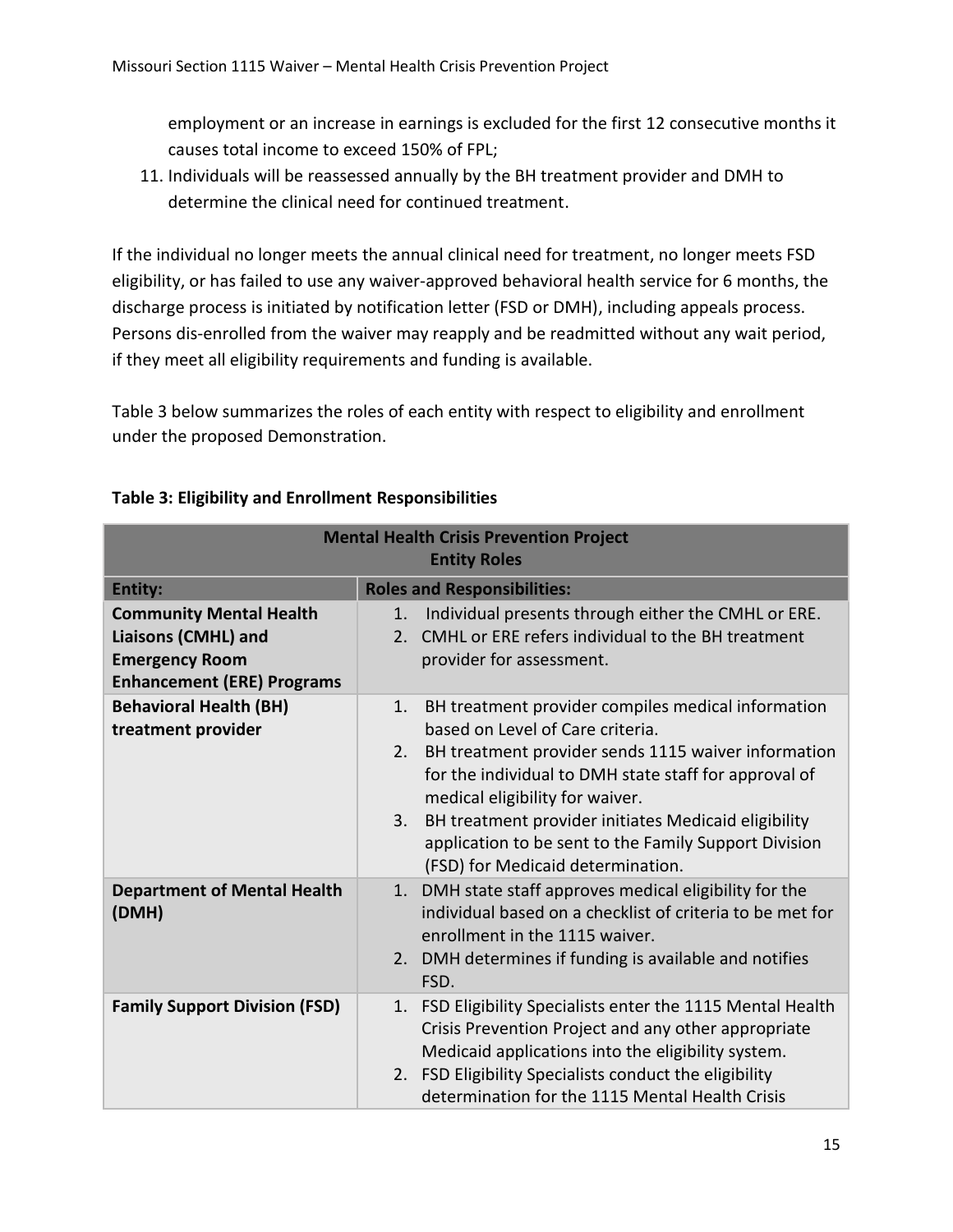employment or an increase in earnings is excluded for the first 12 consecutive months it causes total income to exceed 150% of FPL;

11. Individuals will be reassessed annually by the BH treatment provider and DMH to determine the clinical need for continued treatment.

If the individual no longer meets the annual clinical need for treatment, no longer meets FSD eligibility, or has failed to use any waiver-approved behavioral health service for 6 months, the discharge process is initiated by notification letter (FSD or DMH), including appeals process. Persons dis-enrolled from the waiver may reapply and be readmitted without any wait period, if they meet all eligibility requirements and funding is available.

Table 3 below summarizes the roles of each entity with respect to eligibility and enrollment under the proposed Demonstration.

**Table 3: Eligibility and Enrollment Responsibilities**

| **Mental Health Crisis Prevention Project Entity Roles** | |
|---|---|
| **Entity:** | **Roles and Responsibilities:** |
| **Community Mental Health Liaisons (CMHL) and Emergency Room Enhancement (ERE) Programs** | 1. Individual presents through either the CMHL or ERE.<br>2. CMHL or ERE refers individual to the BH treatment provider for assessment. |
| **Behavioral Health (BH) treatment provider** | 1. BH treatment provider compiles medical information based on Level of Care criteria.<br>2. BH treatment provider sends 1115 waiver information for the individual to DMH state staff for approval of medical eligibility for waiver.<br>3. BH treatment provider initiates Medicaid eligibility application to be sent to the Family Support Division (FSD) for Medicaid determination. |
| **Department of Mental Health (DMH)** | 1. DMH state staff approves medical eligibility for the individual based on a checklist of criteria to be met for enrollment in the 1115 waiver.<br>2. DMH determines if funding is available and notifies FSD. |
| **Family Support Division (FSD)** | 1. FSD Eligibility Specialists enter the 1115 Mental Health Crisis Prevention Project and any other appropriate Medicaid applications into the eligibility system.<br>2. FSD Eligibility Specialists conduct the eligibility determination for the 1115 Mental Health Crisis |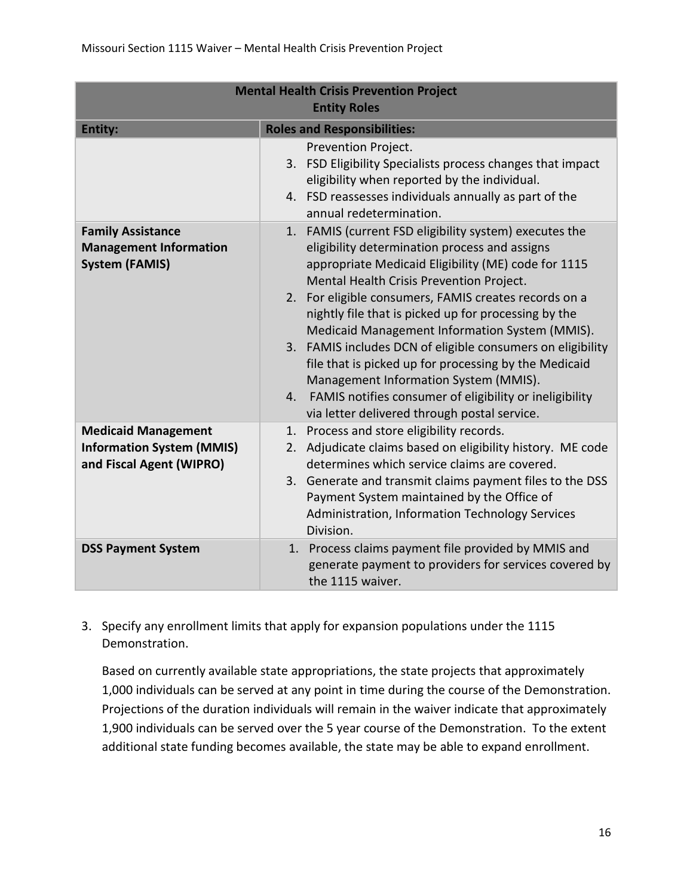| Mental Health Crisis Prevention Project<br>Entity Roles | |
|---|---|
| **Entity:** | **Roles and Responsibilities:** |
| | Prevention Project.<br>3. FSD Eligibility Specialists process changes that impact eligibility when reported by the individual.<br>4. FSD reassesses individuals annually as part of the annual redetermination. |
| **Family Assistance Management Information System (FAMIS)** | 1. FAMIS (current FSD eligibility system) executes the eligibility determination process and assigns appropriate Medicaid Eligibility (ME) code for 1115 Mental Health Crisis Prevention Project.<br>2. For eligible consumers, FAMIS creates records on a nightly file that is picked up for processing by the Medicaid Management Information System (MMIS).<br>3. FAMIS includes DCN of eligible consumers on eligibility file that is picked up for processing by the Medicaid Management Information System (MMIS).<br>4. FAMIS notifies consumer of eligibility or ineligibility via letter delivered through postal service. |
| **Medicaid Management Information System (MMIS) and Fiscal Agent (WIPRO)** | 1. Process and store eligibility records.<br>2. Adjudicate claims based on eligibility history. ME code determines which service claims are covered.<br>3. Generate and transmit claims payment files to the DSS Payment System maintained by the Office of Administration, Information Technology Services Division. |
| **DSS Payment System** | 1. Process claims payment file provided by MMIS and generate payment to providers for services covered by the 1115 waiver. |

3. Specify any enrollment limits that apply for expansion populations under the 1115 Demonstration.

   Based on currently available state appropriations, the state projects that approximately 1,000 individuals can be served at any point in time during the course of the Demonstration. Projections of the duration individuals will remain in the waiver indicate that approximately 1,900 individuals can be served over the 5 year course of the Demonstration. To the extent additional state funding becomes available, the state may be able to expand enrollment.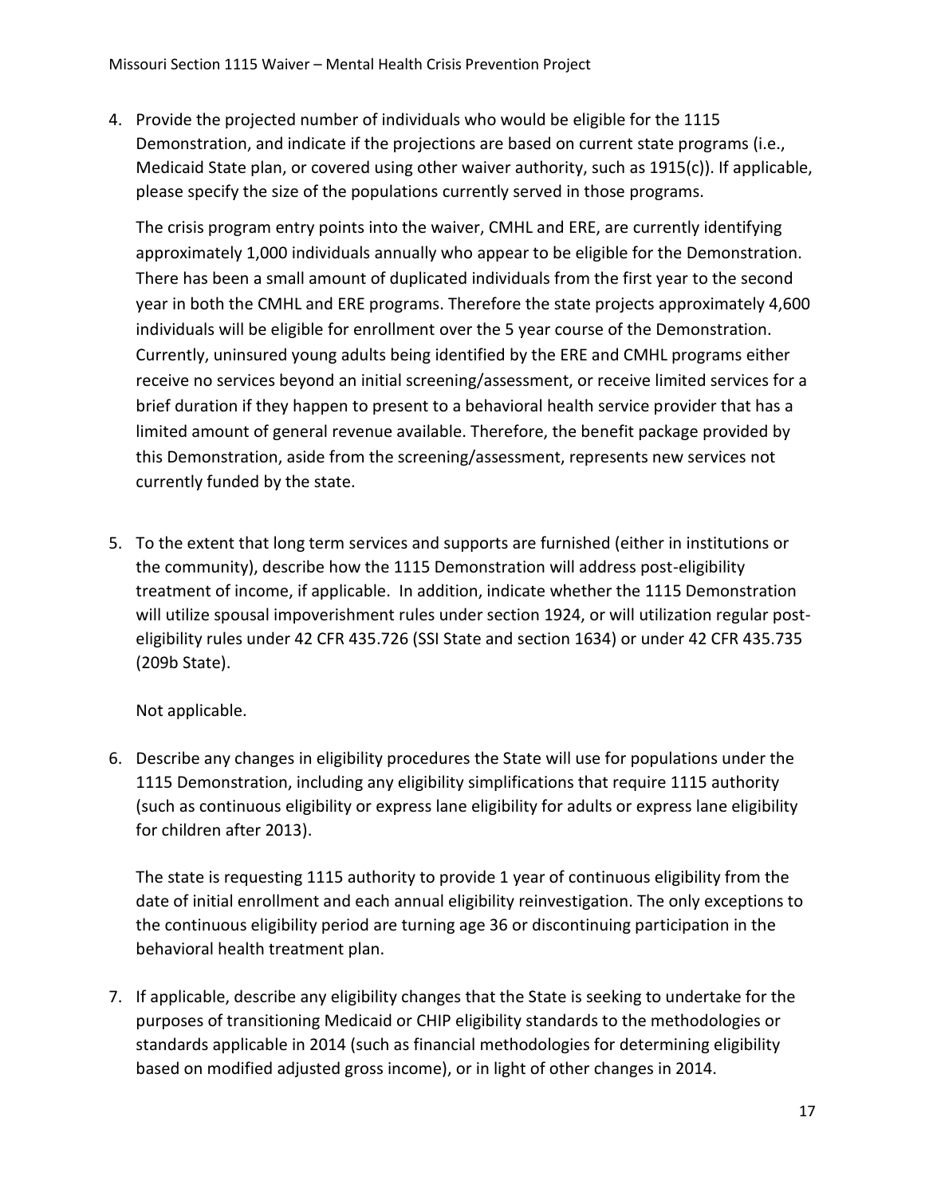4. Provide the projected number of individuals who would be eligible for the 1115 Demonstration, and indicate if the projections are based on current state programs (i.e., Medicaid State plan, or covered using other waiver authority, such as 1915(c)). If applicable, please specify the size of the populations currently served in those programs.

   The crisis program entry points into the waiver, CMHL and ERE, are currently identifying approximately 1,000 individuals annually who appear to be eligible for the Demonstration. There has been a small amount of duplicated individuals from the first year to the second year in both the CMHL and ERE programs. Therefore the state projects approximately 4,600 individuals will be eligible for enrollment over the 5 year course of the Demonstration. Currently, uninsured young adults being identified by the ERE and CMHL programs either receive no services beyond an initial screening/assessment, or receive limited services for a brief duration if they happen to present to a behavioral health service provider that has a limited amount of general revenue available. Therefore, the benefit package provided by this Demonstration, aside from the screening/assessment, represents new services not currently funded by the state.

5. To the extent that long term services and supports are furnished (either in institutions or the community), describe how the 1115 Demonstration will address post-eligibility treatment of income, if applicable. In addition, indicate whether the 1115 Demonstration will utilize spousal impoverishment rules under section 1924, or will utilization regular post-eligibility rules under 42 CFR 435.726 (SSI State and section 1634) or under 42 CFR 435.735 (209b State).

   Not applicable.

6. Describe any changes in eligibility procedures the State will use for populations under the 1115 Demonstration, including any eligibility simplifications that require 1115 authority (such as continuous eligibility or express lane eligibility for adults or express lane eligibility for children after 2013).

   The state is requesting 1115 authority to provide 1 year of continuous eligibility from the date of initial enrollment and each annual eligibility reinvestigation. The only exceptions to the continuous eligibility period are turning age 36 or discontinuing participation in the behavioral health treatment plan.

7. If applicable, describe any eligibility changes that the State is seeking to undertake for the purposes of transitioning Medicaid or CHIP eligibility standards to the methodologies or standards applicable in 2014 (such as financial methodologies for determining eligibility based on modified adjusted gross income), or in light of other changes in 2014.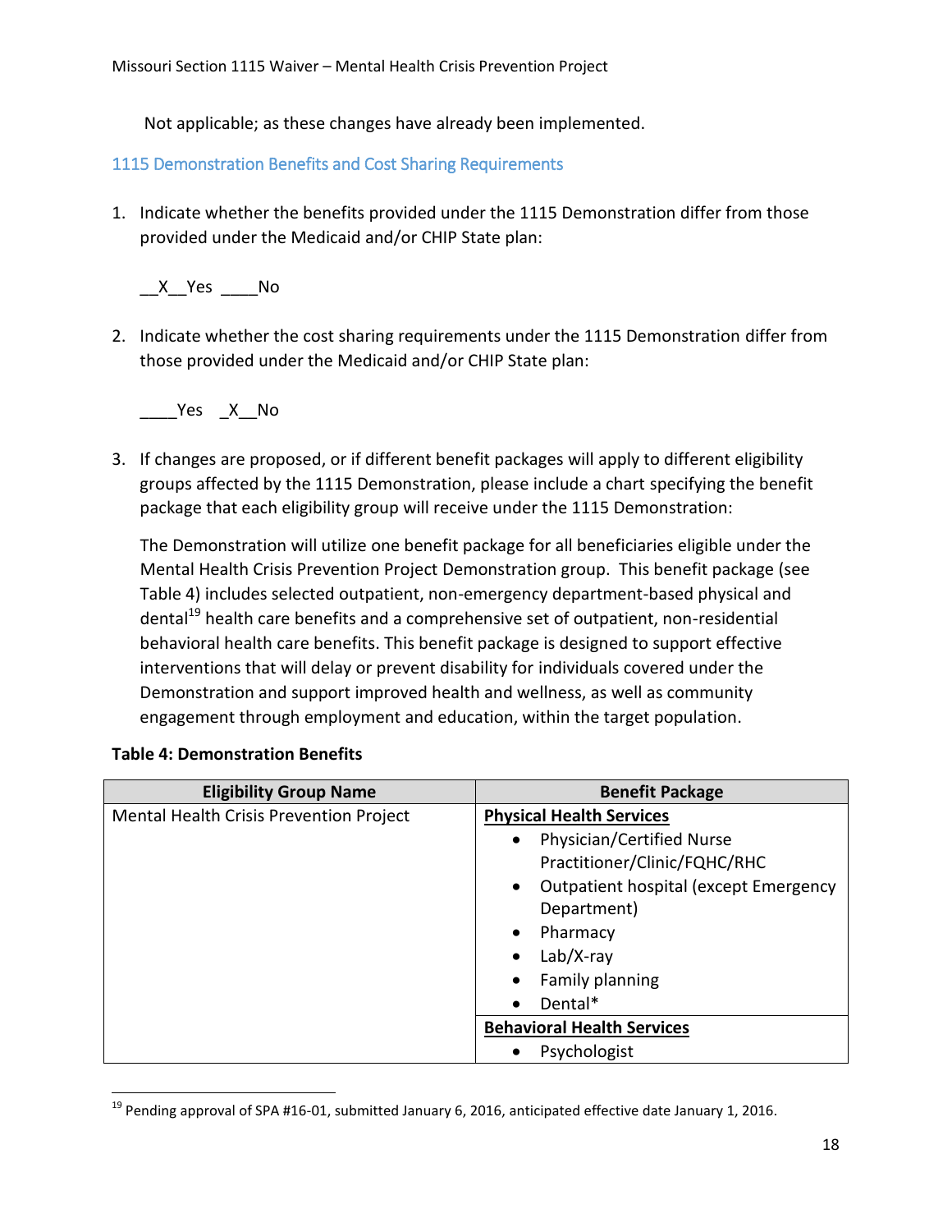Not applicable; as these changes have already been implemented.

## 1115 Demonstration Benefits and Cost Sharing Requirements

1. Indicate whether the benefits provided under the 1115 Demonstration differ from those provided under the Medicaid and/or CHIP State plan:

   __X__Yes ____No

2. Indicate whether the cost sharing requirements under the 1115 Demonstration differ from those provided under the Medicaid and/or CHIP State plan:

   ____Yes _X__No

3. If changes are proposed, or if different benefit packages will apply to different eligibility groups affected by the 1115 Demonstration, please include a chart specifying the benefit package that each eligibility group will receive under the 1115 Demonstration:

   The Demonstration will utilize one benefit package for all beneficiaries eligible under the Mental Health Crisis Prevention Project Demonstration group. This benefit package (see Table 4) includes selected outpatient, non-emergency department-based physical and dental[19] health care benefits and a comprehensive set of outpatient, non-residential behavioral health care benefits. This benefit package is designed to support effective interventions that will delay or prevent disability for individuals covered under the Demonstration and support improved health and wellness, as well as community engagement through employment and education, within the target population.

**Table 4: Demonstration Benefits**

| Eligibility Group Name | Benefit Package |
|---|---|
| Mental Health Crisis Prevention Project | **Physical Health Services**<br>• Physician/Certified Nurse Practitioner/Clinic/FQHC/RHC<br>• Outpatient hospital (except Emergency Department)<br>• Pharmacy<br>• Lab/X-ray<br>• Family planning<br>• Dental* |
| | **Behavioral Health Services**<br>• Psychologist |

[19] Pending approval of SPA #16-01, submitted January 6, 2016, anticipated effective date January 1, 2016.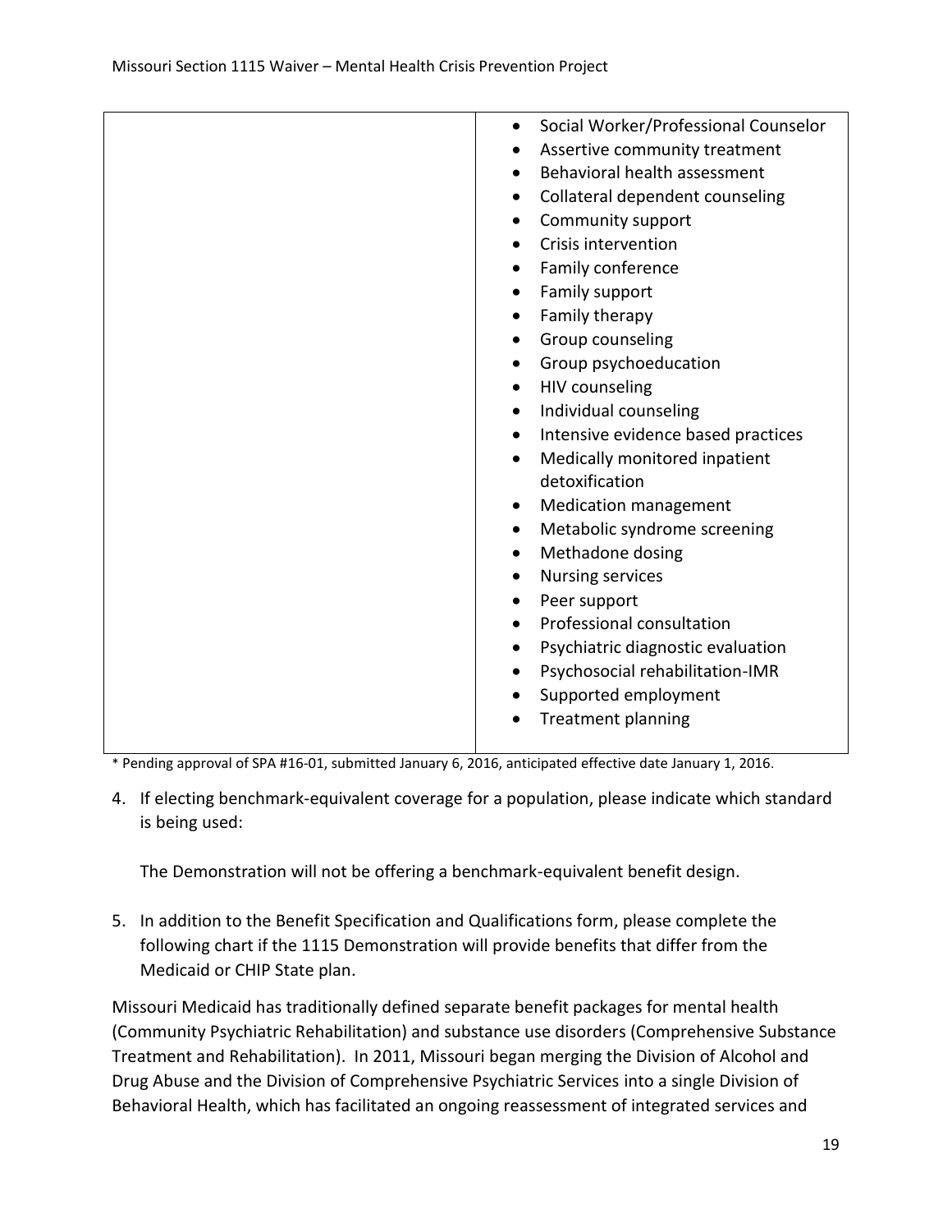| | |
|---|---|
| | • Social Worker/Professional Counselor<br>• Assertive community treatment<br>• Behavioral health assessment<br>• Collateral dependent counseling<br>• Community support<br>• Crisis intervention<br>• Family conference<br>• Family support<br>• Family therapy<br>• Group counseling<br>• Group psychoeducation<br>• HIV counseling<br>• Individual counseling<br>• Intensive evidence based practices<br>• Medically monitored inpatient detoxification<br>• Medication management<br>• Metabolic syndrome screening<br>• Methadone dosing<br>• Nursing services<br>• Peer support<br>• Professional consultation<br>• Psychiatric diagnostic evaluation<br>• Psychosocial rehabilitation-IMR<br>• Supported employment<br>• Treatment planning |

* Pending approval of SPA #16-01, submitted January 6, 2016, anticipated effective date January 1, 2016.

4. If electing benchmark-equivalent coverage for a population, please indicate which standard is being used:

   The Demonstration will not be offering a benchmark-equivalent benefit design.

5. In addition to the Benefit Specification and Qualifications form, please complete the following chart if the 1115 Demonstration will provide benefits that differ from the Medicaid or CHIP State plan.

Missouri Medicaid has traditionally defined separate benefit packages for mental health (Community Psychiatric Rehabilitation) and substance use disorders (Comprehensive Substance Treatment and Rehabilitation). In 2011, Missouri began merging the Division of Alcohol and Drug Abuse and the Division of Comprehensive Psychiatric Services into a single Division of Behavioral Health, which has facilitated an ongoing reassessment of integrated services and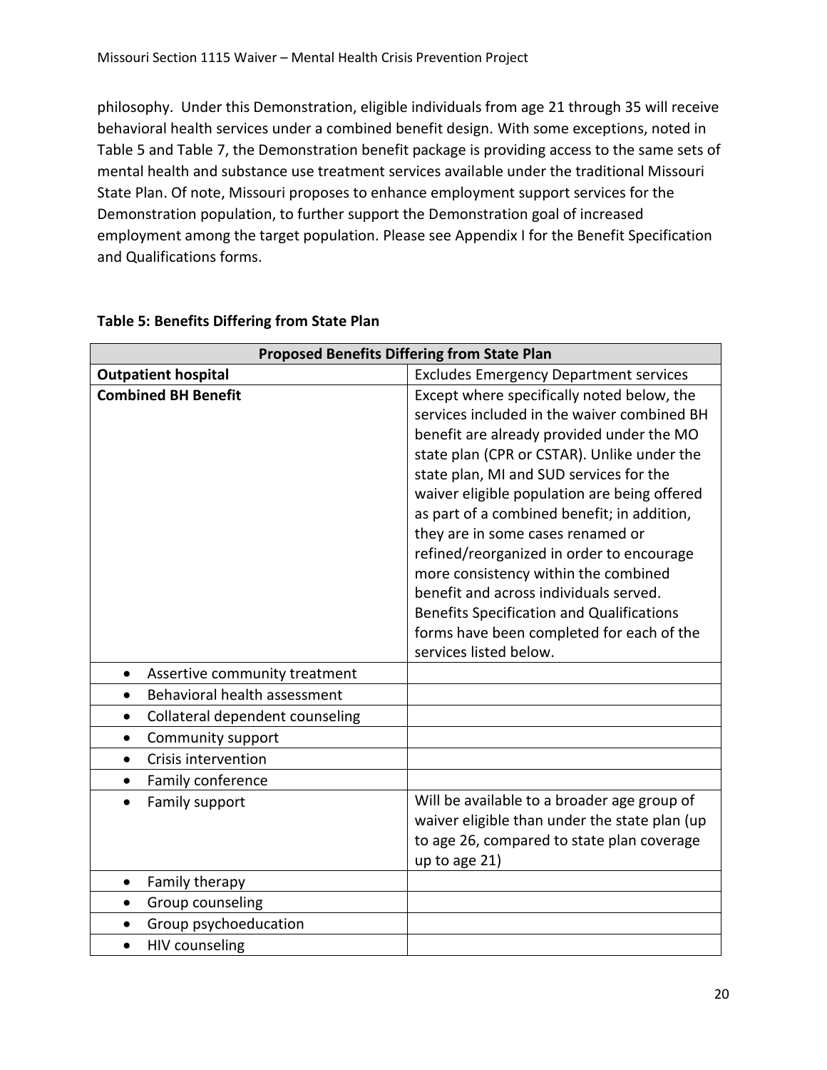philosophy. Under this Demonstration, eligible individuals from age 21 through 35 will receive behavioral health services under a combined benefit design. With some exceptions, noted in Table 5 and Table 7, the Demonstration benefit package is providing access to the same sets of mental health and substance use treatment services available under the traditional Missouri State Plan. Of note, Missouri proposes to enhance employment support services for the Demonstration population, to further support the Demonstration goal of increased employment among the target population. Please see Appendix I for the Benefit Specification and Qualifications forms.

**Table 5: Benefits Differing from State Plan**

| **Proposed Benefits Differing from State Plan** | |
|---|---|
| **Outpatient hospital** | Excludes Emergency Department services |
| **Combined BH Benefit** | Except where specifically noted below, the services included in the waiver combined BH benefit are already provided under the MO state plan (CPR or CSTAR). Unlike under the state plan, MI and SUD services for the waiver eligible population are being offered as part of a combined benefit; in addition, they are in some cases renamed or refined/reorganized in order to encourage more consistency within the combined benefit and across individuals served. Benefits Specification and Qualifications forms have been completed for each of the services listed below. |
| • Assertive community treatment | |
| • Behavioral health assessment | |
| • Collateral dependent counseling | |
| • Community support | |
| • Crisis intervention | |
| • Family conference | |
| • Family support | Will be available to a broader age group of waiver eligible than under the state plan (up to age 26, compared to state plan coverage up to age 21) |
| • Family therapy | |
| • Group counseling | |
| • Group psychoeducation | |
| • HIV counseling | |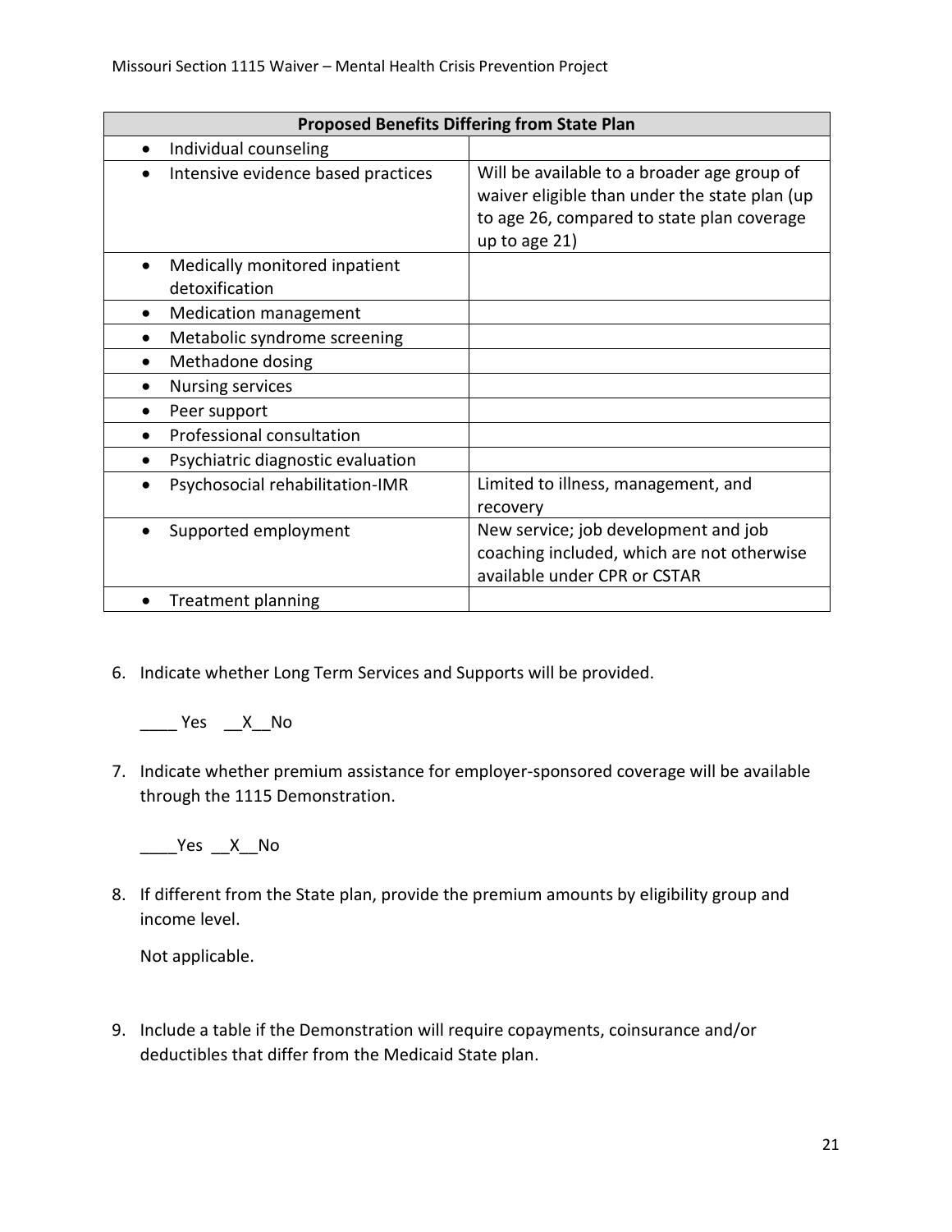| Proposed Benefits Differing from State Plan | |
|---|---|
| • Individual counseling | |
| • Intensive evidence based practices | Will be available to a broader age group of waiver eligible than under the state plan (up to age 26, compared to state plan coverage up to age 21) |
| • Medically monitored inpatient detoxification | |
| • Medication management | |
| • Metabolic syndrome screening | |
| • Methadone dosing | |
| • Nursing services | |
| • Peer support | |
| • Professional consultation | |
| • Psychiatric diagnostic evaluation | |
| • Psychosocial rehabilitation-IMR | Limited to illness, management, and recovery |
| • Supported employment | New service; job development and job coaching included, which are not otherwise available under CPR or CSTAR |
| • Treatment planning | |

6. Indicate whether Long Term Services and Supports will be provided.

   ____ Yes __X__No

7. Indicate whether premium assistance for employer-sponsored coverage will be available through the 1115 Demonstration.

   ____Yes __X__No

8. If different from the State plan, provide the premium amounts by eligibility group and income level.

   Not applicable.

9. Include a table if the Demonstration will require copayments, coinsurance and/or deductibles that differ from the Medicaid State plan.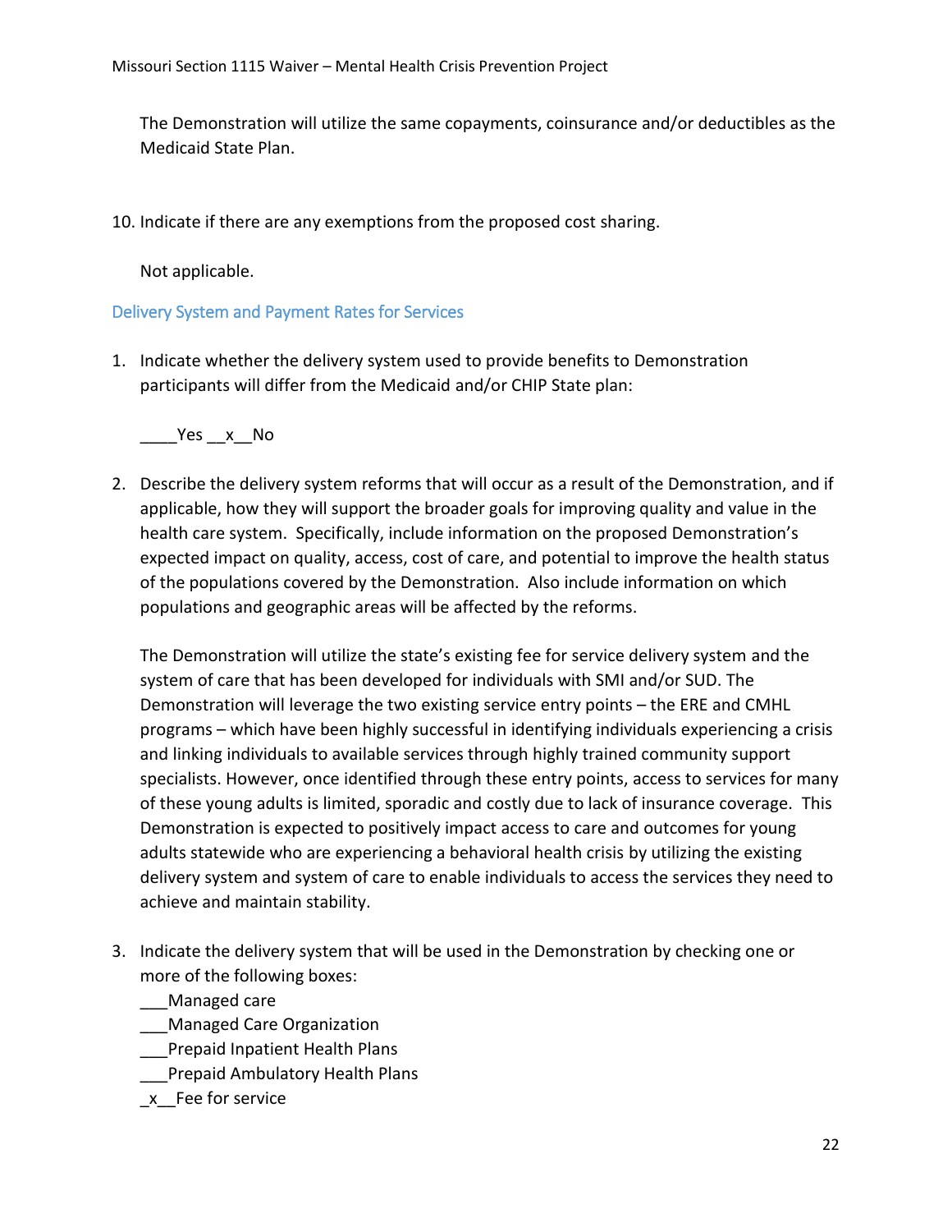The Demonstration will utilize the same copayments, coinsurance and/or deductibles as the Medicaid State Plan.

10. Indicate if there are any exemptions from the proposed cost sharing.

    Not applicable.

## Delivery System and Payment Rates for Services

1. Indicate whether the delivery system used to provide benefits to Demonstration participants will differ from the Medicaid and/or CHIP State plan:

   ____Yes __x__No

2. Describe the delivery system reforms that will occur as a result of the Demonstration, and if applicable, how they will support the broader goals for improving quality and value in the health care system. Specifically, include information on the proposed Demonstration's expected impact on quality, access, cost of care, and potential to improve the health status of the populations covered by the Demonstration. Also include information on which populations and geographic areas will be affected by the reforms.

   The Demonstration will utilize the state's existing fee for service delivery system and the system of care that has been developed for individuals with SMI and/or SUD. The Demonstration will leverage the two existing service entry points – the ERE and CMHL programs – which have been highly successful in identifying individuals experiencing a crisis and linking individuals to available services through highly trained community support specialists. However, once identified through these entry points, access to services for many of these young adults is limited, sporadic and costly due to lack of insurance coverage. This Demonstration is expected to positively impact access to care and outcomes for young adults statewide who are experiencing a behavioral health crisis by utilizing the existing delivery system and system of care to enable individuals to access the services they need to achieve and maintain stability.

3. Indicate the delivery system that will be used in the Demonstration by checking one or more of the following boxes:

   ___Managed care
   ___Managed Care Organization
   ___Prepaid Inpatient Health Plans
   ___Prepaid Ambulatory Health Plans
   _x__Fee for service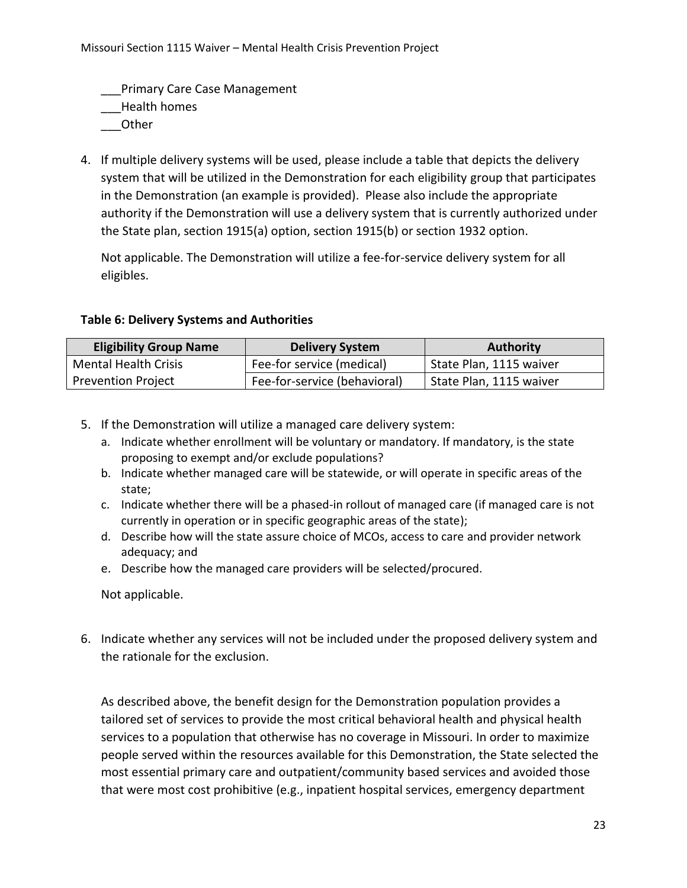___Primary Care Case Management
___Health homes
___Other

4. If multiple delivery systems will be used, please include a table that depicts the delivery system that will be utilized in the Demonstration for each eligibility group that participates in the Demonstration (an example is provided). Please also include the appropriate authority if the Demonstration will use a delivery system that is currently authorized under the State plan, section 1915(a) option, section 1915(b) or section 1932 option.

   Not applicable. The Demonstration will utilize a fee-for-service delivery system for all eligibles.

**Table 6: Delivery Systems and Authorities**

| Eligibility Group Name | Delivery System | Authority |
|---|---|---|
| Mental Health Crisis Prevention Project | Fee-for service (medical) | State Plan, 1115 waiver |
| | Fee-for-service (behavioral) | State Plan, 1115 waiver |

5. If the Demonstration will utilize a managed care delivery system:
   a. Indicate whether enrollment will be voluntary or mandatory. If mandatory, is the state proposing to exempt and/or exclude populations?
   b. Indicate whether managed care will be statewide, or will operate in specific areas of the state;
   c. Indicate whether there will be a phased-in rollout of managed care (if managed care is not currently in operation or in specific geographic areas of the state);
   d. Describe how will the state assure choice of MCOs, access to care and provider network adequacy; and
   e. Describe how the managed care providers will be selected/procured.

   Not applicable.

6. Indicate whether any services will not be included under the proposed delivery system and the rationale for the exclusion.

   As described above, the benefit design for the Demonstration population provides a tailored set of services to provide the most critical behavioral health and physical health services to a population that otherwise has no coverage in Missouri. In order to maximize people served within the resources available for this Demonstration, the State selected the most essential primary care and outpatient/community based services and avoided those that were most cost prohibitive (e.g., inpatient hospital services, emergency department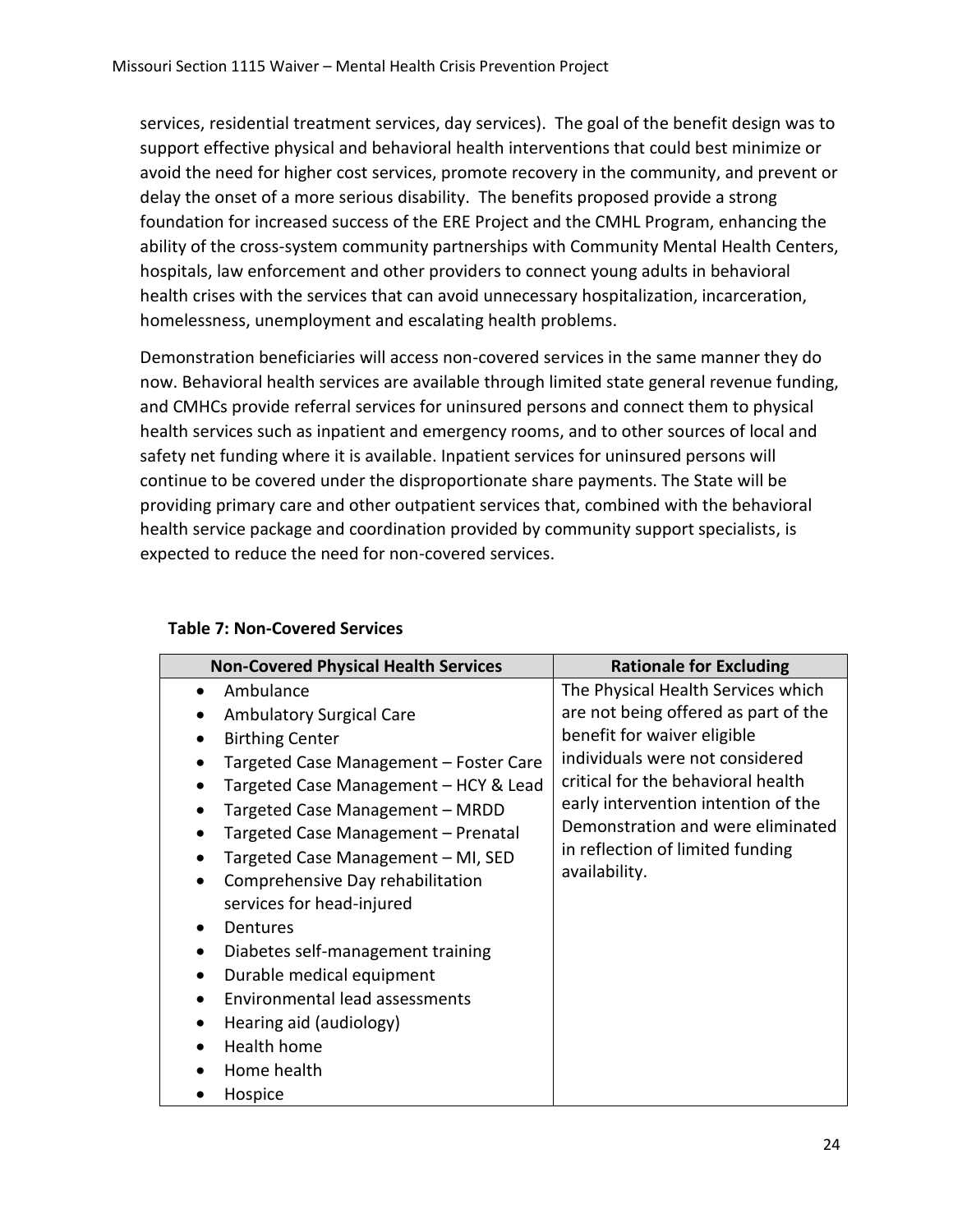services, residential treatment services, day services). The goal of the benefit design was to support effective physical and behavioral health interventions that could best minimize or avoid the need for higher cost services, promote recovery in the community, and prevent or delay the onset of a more serious disability. The benefits proposed provide a strong foundation for increased success of the ERE Project and the CMHL Program, enhancing the ability of the cross-system community partnerships with Community Mental Health Centers, hospitals, law enforcement and other providers to connect young adults in behavioral health crises with the services that can avoid unnecessary hospitalization, incarceration, homelessness, unemployment and escalating health problems.

Demonstration beneficiaries will access non-covered services in the same manner they do now. Behavioral health services are available through limited state general revenue funding, and CMHCs provide referral services for uninsured persons and connect them to physical health services such as inpatient and emergency rooms, and to other sources of local and safety net funding where it is available. Inpatient services for uninsured persons will continue to be covered under the disproportionate share payments. The State will be providing primary care and other outpatient services that, combined with the behavioral health service package and coordination provided by community support specialists, is expected to reduce the need for non-covered services.

**Table 7: Non-Covered Services**

| Non-Covered Physical Health Services | Rationale for Excluding |
|---|---|
| • Ambulance<br>• Ambulatory Surgical Care<br>• Birthing Center<br>• Targeted Case Management – Foster Care<br>• Targeted Case Management – HCY & Lead<br>• Targeted Case Management – MRDD<br>• Targeted Case Management – Prenatal<br>• Targeted Case Management – MI, SED<br>• Comprehensive Day rehabilitation services for head-injured<br>• Dentures<br>• Diabetes self-management training<br>• Durable medical equipment<br>• Environmental lead assessments<br>• Hearing aid (audiology)<br>• Health home<br>• Home health<br>• Hospice | The Physical Health Services which are not being offered as part of the benefit for waiver eligible individuals were not considered critical for the behavioral health early intervention intention of the Demonstration and were eliminated in reflection of limited funding availability. |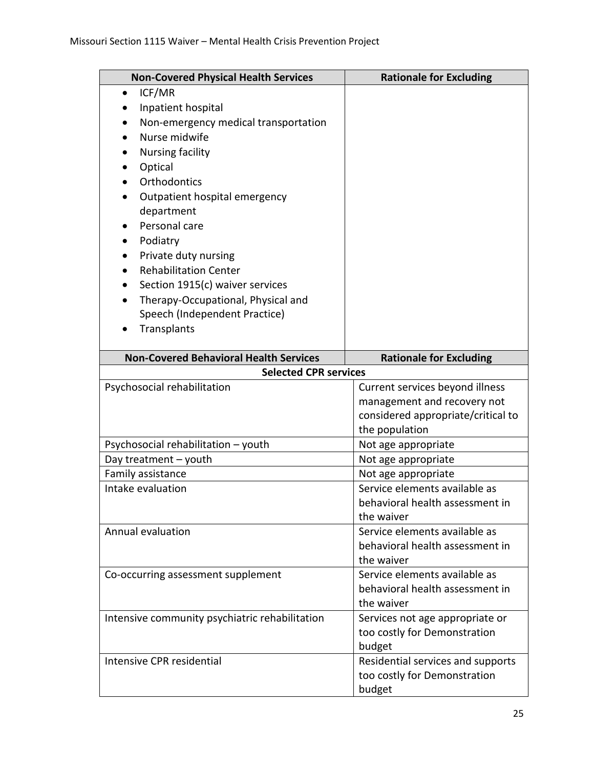| Non-Covered Physical Health Services | Rationale for Excluding |
|---|---|
| • ICF/MR<br>• Inpatient hospital<br>• Non-emergency medical transportation<br>• Nurse midwife<br>• Nursing facility<br>• Optical<br>• Orthodontics<br>• Outpatient hospital emergency department<br>• Personal care<br>• Podiatry<br>• Private duty nursing<br>• Rehabilitation Center<br>• Section 1915(c) waiver services<br>• Therapy-Occupational, Physical and Speech (Independent Practice)<br>• Transplants | |

| Non-Covered Behavioral Health Services | Rationale for Excluding |
|---|---|
| **Selected CPR services** | |
| Psychosocial rehabilitation | Current services beyond illness management and recovery not considered appropriate/critical to the population |
| Psychosocial rehabilitation – youth | Not age appropriate |
| Day treatment – youth | Not age appropriate |
| Family assistance | Not age appropriate |
| Intake evaluation | Service elements available as behavioral health assessment in the waiver |
| Annual evaluation | Service elements available as behavioral health assessment in the waiver |
| Co-occurring assessment supplement | Service elements available as behavioral health assessment in the waiver |
| Intensive community psychiatric rehabilitation | Services not age appropriate or too costly for Demonstration budget |
| Intensive CPR residential | Residential services and supports too costly for Demonstration budget |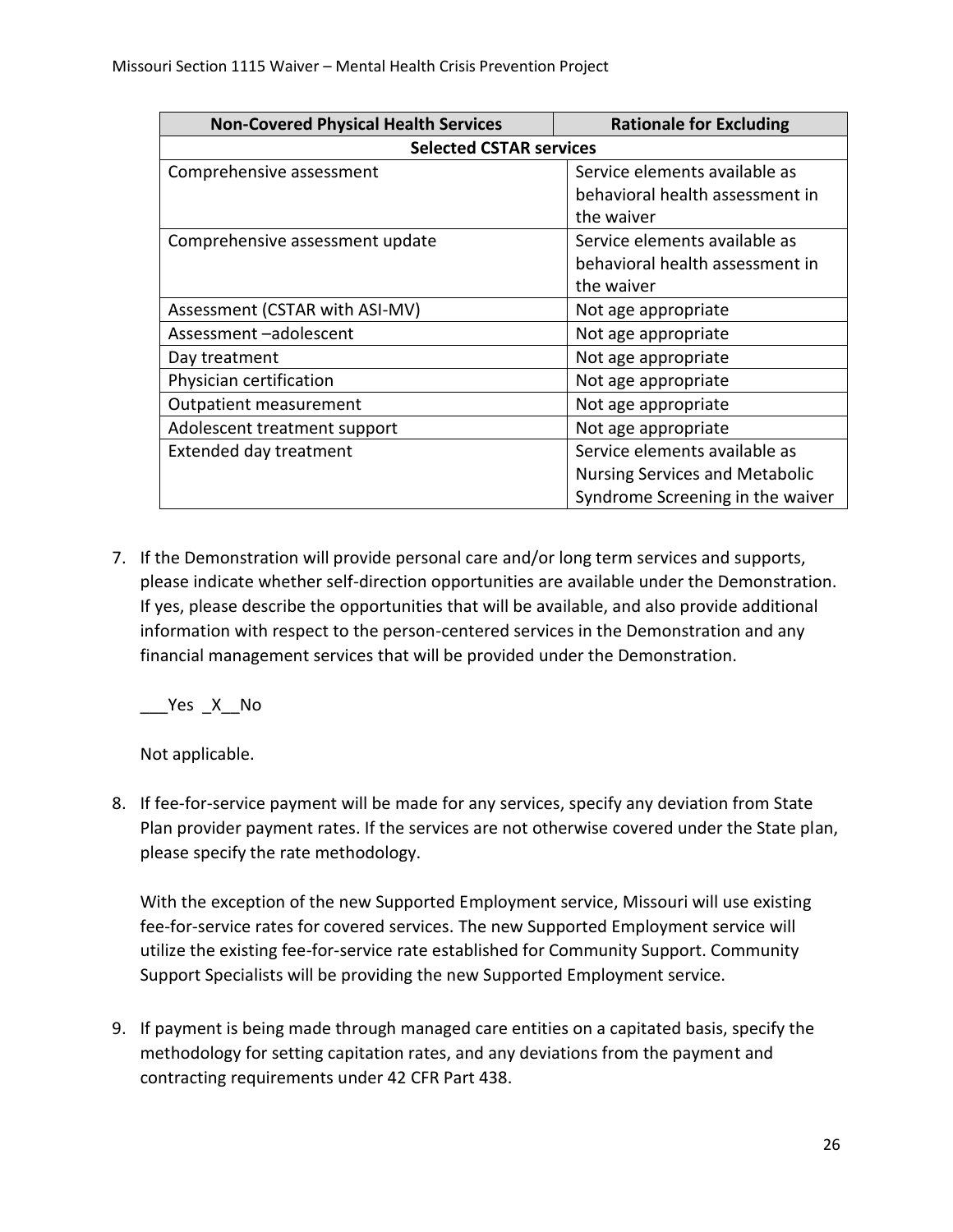| Non-Covered Physical Health Services | Rationale for Excluding |
|---|---|
| **Selected CSTAR services** | |
| Comprehensive assessment | Service elements available as behavioral health assessment in the waiver |
| Comprehensive assessment update | Service elements available as behavioral health assessment in the waiver |
| Assessment (CSTAR with ASI-MV) | Not age appropriate |
| Assessment –adolescent | Not age appropriate |
| Day treatment | Not age appropriate |
| Physician certification | Not age appropriate |
| Outpatient measurement | Not age appropriate |
| Adolescent treatment support | Not age appropriate |
| Extended day treatment | Service elements available as Nursing Services and Metabolic Syndrome Screening in the waiver |

7. If the Demonstration will provide personal care and/or long term services and supports, please indicate whether self-direction opportunities are available under the Demonstration. If yes, please describe the opportunities that will be available, and also provide additional information with respect to the person-centered services in the Demonstration and any financial management services that will be provided under the Demonstration.

   ___Yes _X__No

   Not applicable.

8. If fee-for-service payment will be made for any services, specify any deviation from State Plan provider payment rates. If the services are not otherwise covered under the State plan, please specify the rate methodology.

   With the exception of the new Supported Employment service, Missouri will use existing fee-for-service rates for covered services. The new Supported Employment service will utilize the existing fee-for-service rate established for Community Support. Community Support Specialists will be providing the new Supported Employment service.

9. If payment is being made through managed care entities on a capitated basis, specify the methodology for setting capitation rates, and any deviations from the payment and contracting requirements under 42 CFR Part 438.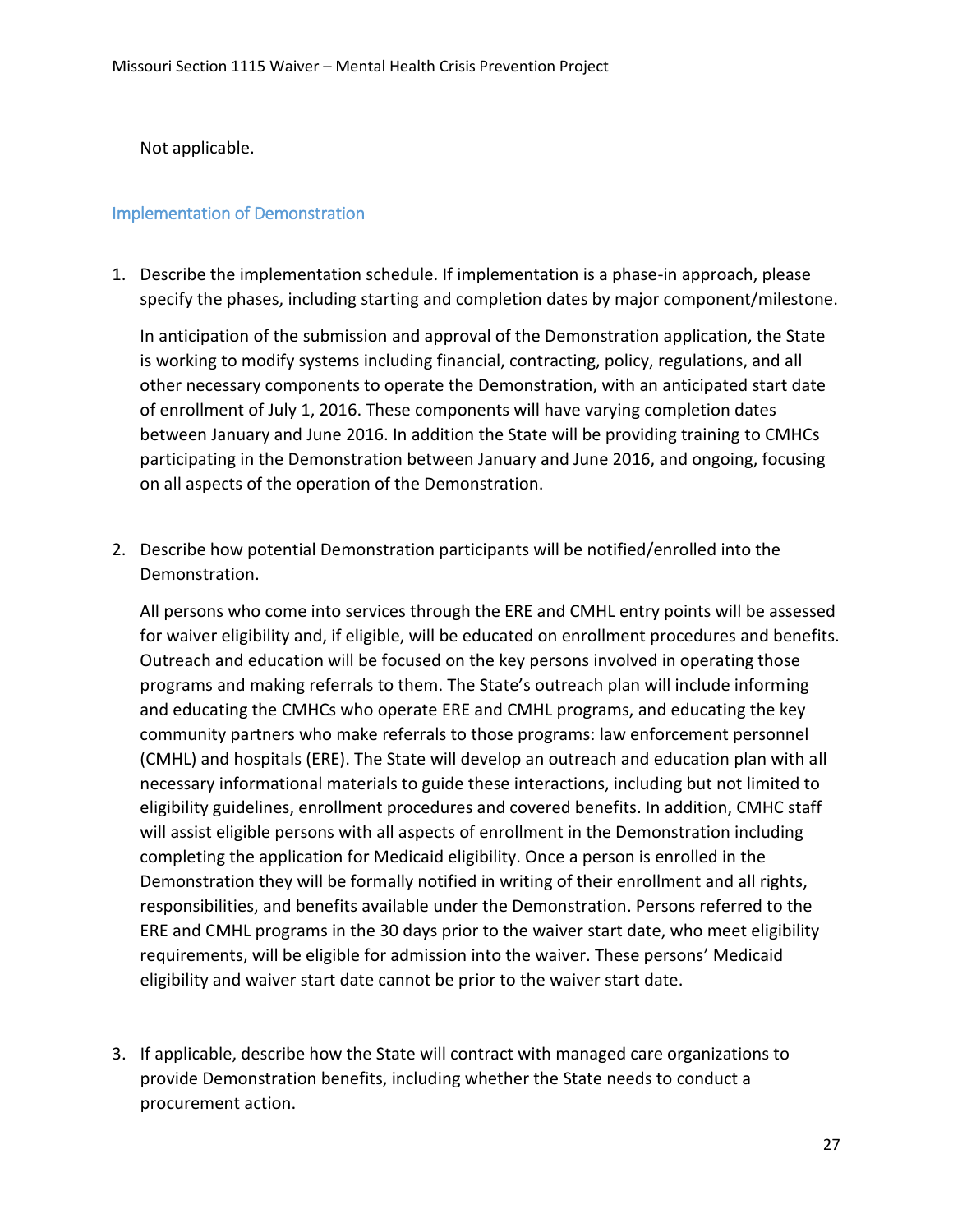Not applicable.

## Implementation of Demonstration

1. Describe the implementation schedule. If implementation is a phase-in approach, please specify the phases, including starting and completion dates by major component/milestone.

   In anticipation of the submission and approval of the Demonstration application, the State is working to modify systems including financial, contracting, policy, regulations, and all other necessary components to operate the Demonstration, with an anticipated start date of enrollment of July 1, 2016. These components will have varying completion dates between January and June 2016. In addition the State will be providing training to CMHCs participating in the Demonstration between January and June 2016, and ongoing, focusing on all aspects of the operation of the Demonstration.

2. Describe how potential Demonstration participants will be notified/enrolled into the Demonstration.

   All persons who come into services through the ERE and CMHL entry points will be assessed for waiver eligibility and, if eligible, will be educated on enrollment procedures and benefits. Outreach and education will be focused on the key persons involved in operating those programs and making referrals to them. The State's outreach plan will include informing and educating the CMHCs who operate ERE and CMHL programs, and educating the key community partners who make referrals to those programs: law enforcement personnel (CMHL) and hospitals (ERE). The State will develop an outreach and education plan with all necessary informational materials to guide these interactions, including but not limited to eligibility guidelines, enrollment procedures and covered benefits. In addition, CMHC staff will assist eligible persons with all aspects of enrollment in the Demonstration including completing the application for Medicaid eligibility. Once a person is enrolled in the Demonstration they will be formally notified in writing of their enrollment and all rights, responsibilities, and benefits available under the Demonstration. Persons referred to the ERE and CMHL programs in the 30 days prior to the waiver start date, who meet eligibility requirements, will be eligible for admission into the waiver. These persons' Medicaid eligibility and waiver start date cannot be prior to the waiver start date.

3. If applicable, describe how the State will contract with managed care organizations to provide Demonstration benefits, including whether the State needs to conduct a procurement action.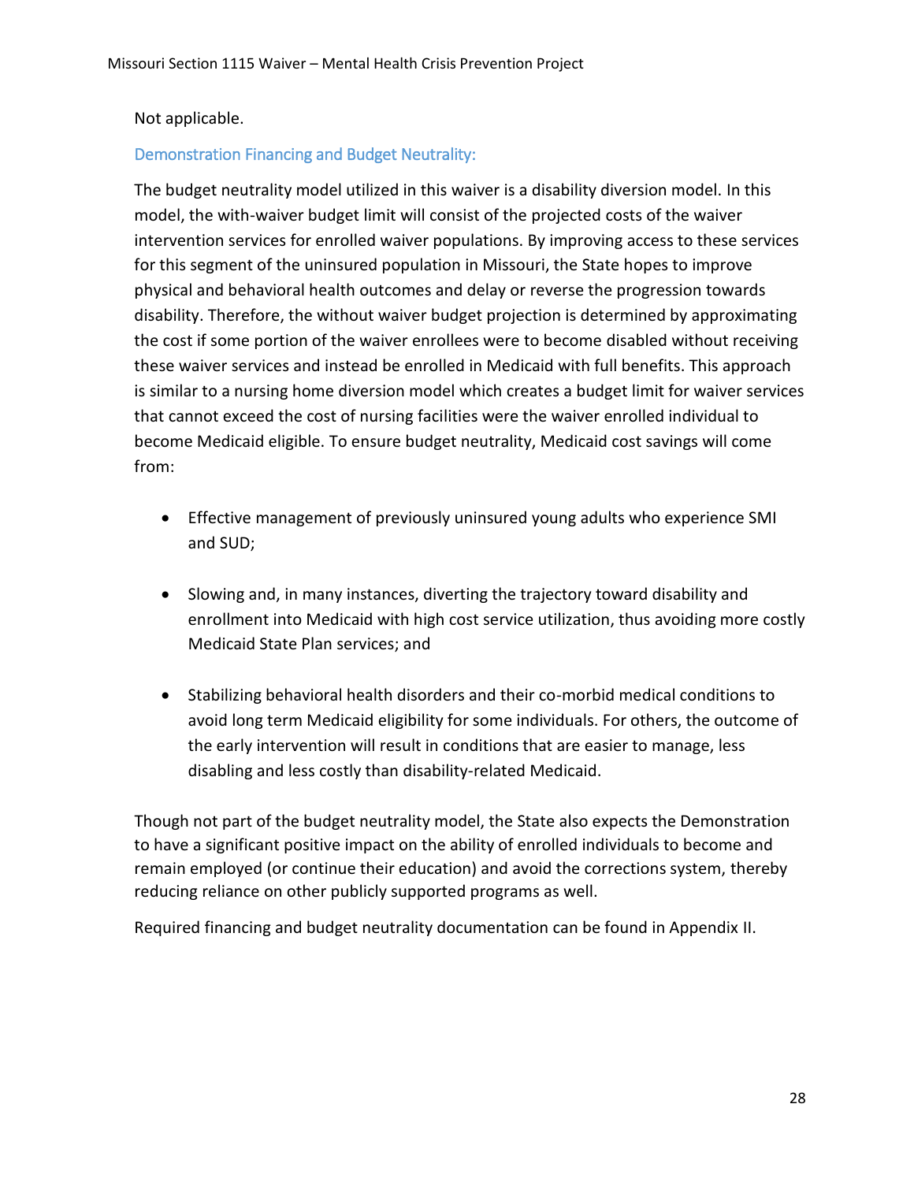Not applicable.

### Demonstration Financing and Budget Neutrality:

The budget neutrality model utilized in this waiver is a disability diversion model. In this model, the with-waiver budget limit will consist of the projected costs of the waiver intervention services for enrolled waiver populations. By improving access to these services for this segment of the uninsured population in Missouri, the State hopes to improve physical and behavioral health outcomes and delay or reverse the progression towards disability. Therefore, the without waiver budget projection is determined by approximating the cost if some portion of the waiver enrollees were to become disabled without receiving these waiver services and instead be enrolled in Medicaid with full benefits. This approach is similar to a nursing home diversion model which creates a budget limit for waiver services that cannot exceed the cost of nursing facilities were the waiver enrolled individual to become Medicaid eligible. To ensure budget neutrality, Medicaid cost savings will come from:

- Effective management of previously uninsured young adults who experience SMI and SUD;
- Slowing and, in many instances, diverting the trajectory toward disability and enrollment into Medicaid with high cost service utilization, thus avoiding more costly Medicaid State Plan services; and
- Stabilizing behavioral health disorders and their co-morbid medical conditions to avoid long term Medicaid eligibility for some individuals. For others, the outcome of the early intervention will result in conditions that are easier to manage, less disabling and less costly than disability-related Medicaid.

Though not part of the budget neutrality model, the State also expects the Demonstration to have a significant positive impact on the ability of enrolled individuals to become and remain employed (or continue their education) and avoid the corrections system, thereby reducing reliance on other publicly supported programs as well.

Required financing and budget neutrality documentation can be found in Appendix II.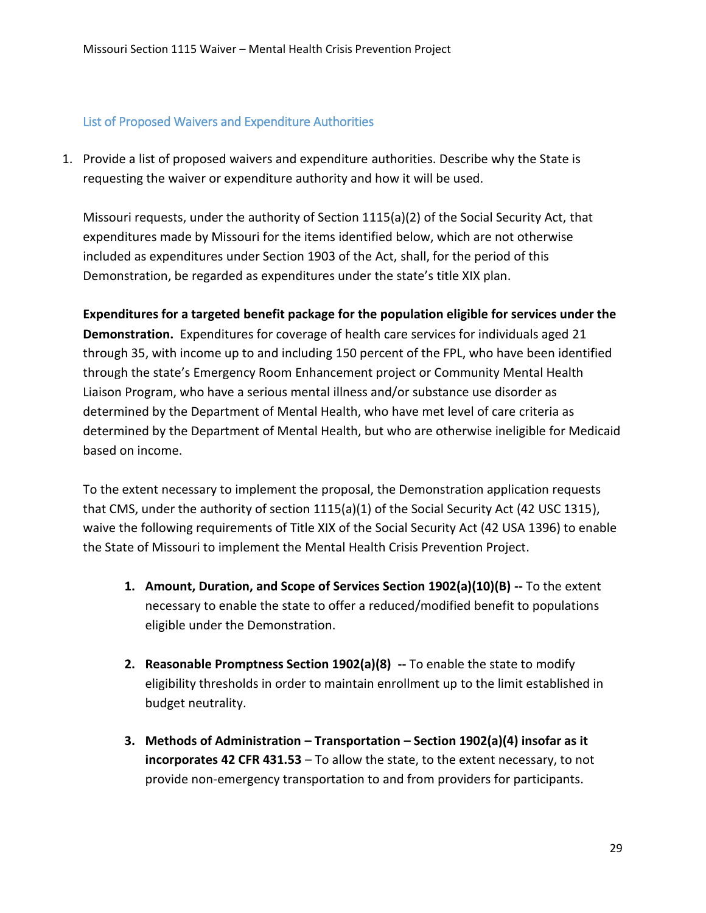## List of Proposed Waivers and Expenditure Authorities

1. Provide a list of proposed waivers and expenditure authorities. Describe why the State is requesting the waiver or expenditure authority and how it will be used.

   Missouri requests, under the authority of Section 1115(a)(2) of the Social Security Act, that expenditures made by Missouri for the items identified below, which are not otherwise included as expenditures under Section 1903 of the Act, shall, for the period of this Demonstration, be regarded as expenditures under the state's title XIX plan.

   **Expenditures for a targeted benefit package for the population eligible for services under the Demonstration.** Expenditures for coverage of health care services for individuals aged 21 through 35, with income up to and including 150 percent of the FPL, who have been identified through the state's Emergency Room Enhancement project or Community Mental Health Liaison Program, who have a serious mental illness and/or substance use disorder as determined by the Department of Mental Health, who have met level of care criteria as determined by the Department of Mental Health, but who are otherwise ineligible for Medicaid based on income.

   To the extent necessary to implement the proposal, the Demonstration application requests that CMS, under the authority of section 1115(a)(1) of the Social Security Act (42 USC 1315), waive the following requirements of Title XIX of the Social Security Act (42 USA 1396) to enable the State of Missouri to implement the Mental Health Crisis Prevention Project.

   1. **Amount, Duration, and Scope of Services Section 1902(a)(10)(B) --** To the extent necessary to enable the state to offer a reduced/modified benefit to populations eligible under the Demonstration.

   2. **Reasonable Promptness Section 1902(a)(8) --** To enable the state to modify eligibility thresholds in order to maintain enrollment up to the limit established in budget neutrality.

   3. **Methods of Administration – Transportation – Section 1902(a)(4) insofar as it incorporates 42 CFR 431.53** – To allow the state, to the extent necessary, to not provide non-emergency transportation to and from providers for participants.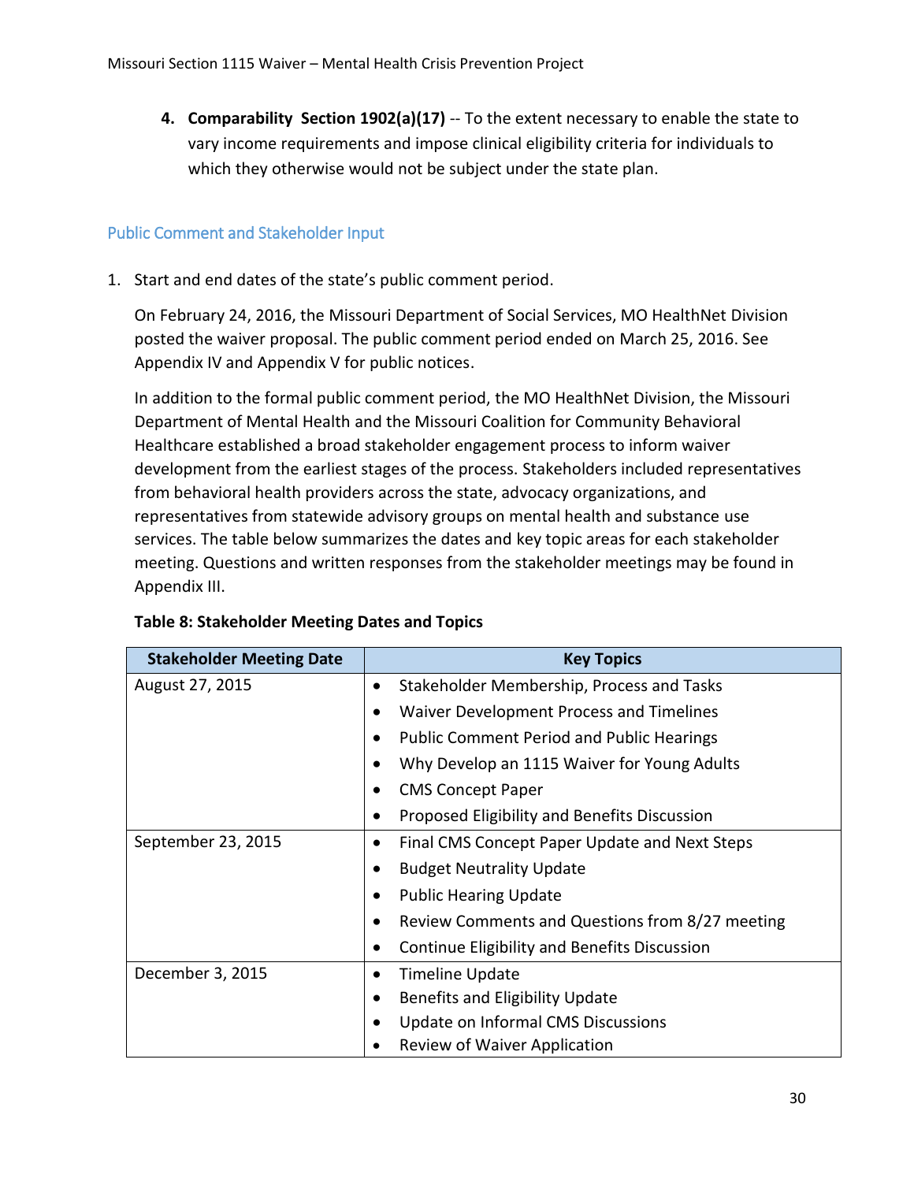4. **Comparability Section 1902(a)(17)** -- To the extent necessary to enable the state to vary income requirements and impose clinical eligibility criteria for individuals to which they otherwise would not be subject under the state plan.

## Public Comment and Stakeholder Input

1. Start and end dates of the state's public comment period.

   On February 24, 2016, the Missouri Department of Social Services, MO HealthNet Division posted the waiver proposal. The public comment period ended on March 25, 2016. See Appendix IV and Appendix V for public notices.

   In addition to the formal public comment period, the MO HealthNet Division, the Missouri Department of Mental Health and the Missouri Coalition for Community Behavioral Healthcare established a broad stakeholder engagement process to inform waiver development from the earliest stages of the process. Stakeholders included representatives from behavioral health providers across the state, advocacy organizations, and representatives from statewide advisory groups on mental health and substance use services. The table below summarizes the dates and key topic areas for each stakeholder meeting. Questions and written responses from the stakeholder meetings may be found in Appendix III.

**Table 8: Stakeholder Meeting Dates and Topics**

| Stakeholder Meeting Date | Key Topics |
|---|---|
| August 27, 2015 | • Stakeholder Membership, Process and Tasks<br>• Waiver Development Process and Timelines<br>• Public Comment Period and Public Hearings<br>• Why Develop an 1115 Waiver for Young Adults<br>• CMS Concept Paper<br>• Proposed Eligibility and Benefits Discussion |
| September 23, 2015 | • Final CMS Concept Paper Update and Next Steps<br>• Budget Neutrality Update<br>• Public Hearing Update<br>• Review Comments and Questions from 8/27 meeting<br>• Continue Eligibility and Benefits Discussion |
| December 3, 2015 | • Timeline Update<br>• Benefits and Eligibility Update<br>• Update on Informal CMS Discussions<br>• Review of Waiver Application |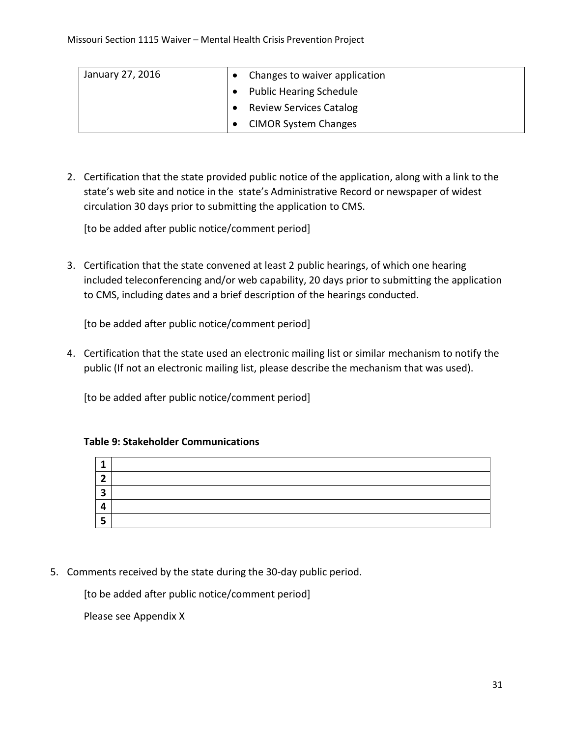| January 27, 2016 | • Changes to waiver application<br>• Public Hearing Schedule<br>• Review Services Catalog<br>• CIMOR System Changes |
|---|---|

2. Certification that the state provided public notice of the application, along with a link to the state's web site and notice in the state's Administrative Record or newspaper of widest circulation 30 days prior to submitting the application to CMS.

   [to be added after public notice/comment period]

3. Certification that the state convened at least 2 public hearings, of which one hearing included teleconferencing and/or web capability, 20 days prior to submitting the application to CMS, including dates and a brief description of the hearings conducted.

   [to be added after public notice/comment period]

4. Certification that the state used an electronic mailing list or similar mechanism to notify the public (If not an electronic mailing list, please describe the mechanism that was used).

   [to be added after public notice/comment period]

**Table 9: Stakeholder Communications**

| **1** | |
|---|---|
| **2** | |
| **3** | |
| **4** | |
| **5** | |

5. Comments received by the state during the 30-day public period.

   [to be added after public notice/comment period]

   Please see Appendix X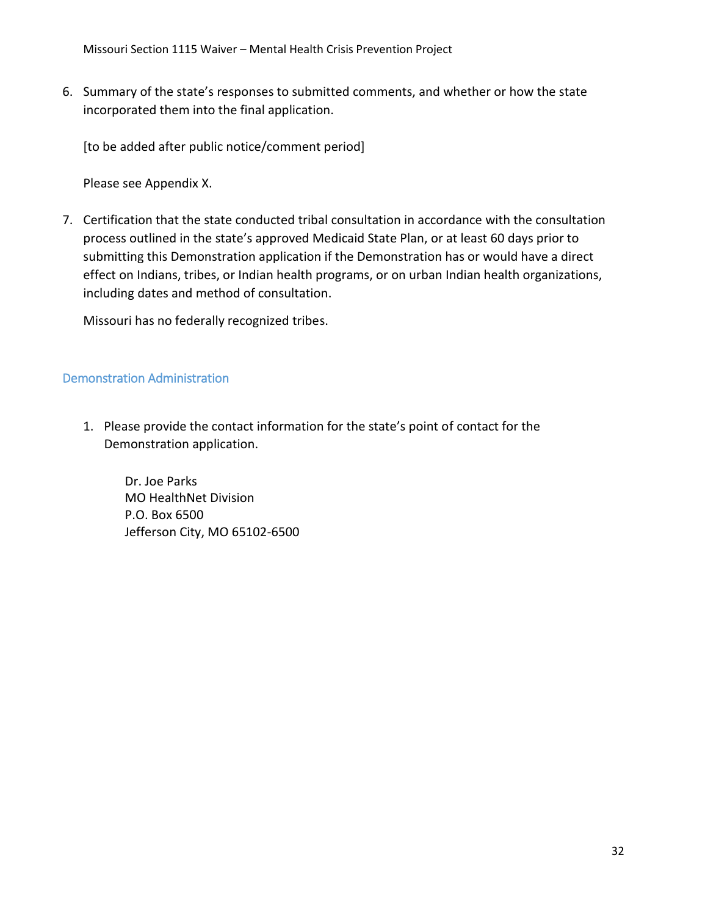6. Summary of the state's responses to submitted comments, and whether or how the state incorporated them into the final application.

   [to be added after public notice/comment period]

   Please see Appendix X.

7. Certification that the state conducted tribal consultation in accordance with the consultation process outlined in the state's approved Medicaid State Plan, or at least 60 days prior to submitting this Demonstration application if the Demonstration has or would have a direct effect on Indians, tribes, or Indian health programs, or on urban Indian health organizations, including dates and method of consultation.

   Missouri has no federally recognized tribes.

## Demonstration Administration

1. Please provide the contact information for the state's point of contact for the Demonstration application.

   Dr. Joe Parks
   MO HealthNet Division
   P.O. Box 6500
   Jefferson City, MO 65102-6500